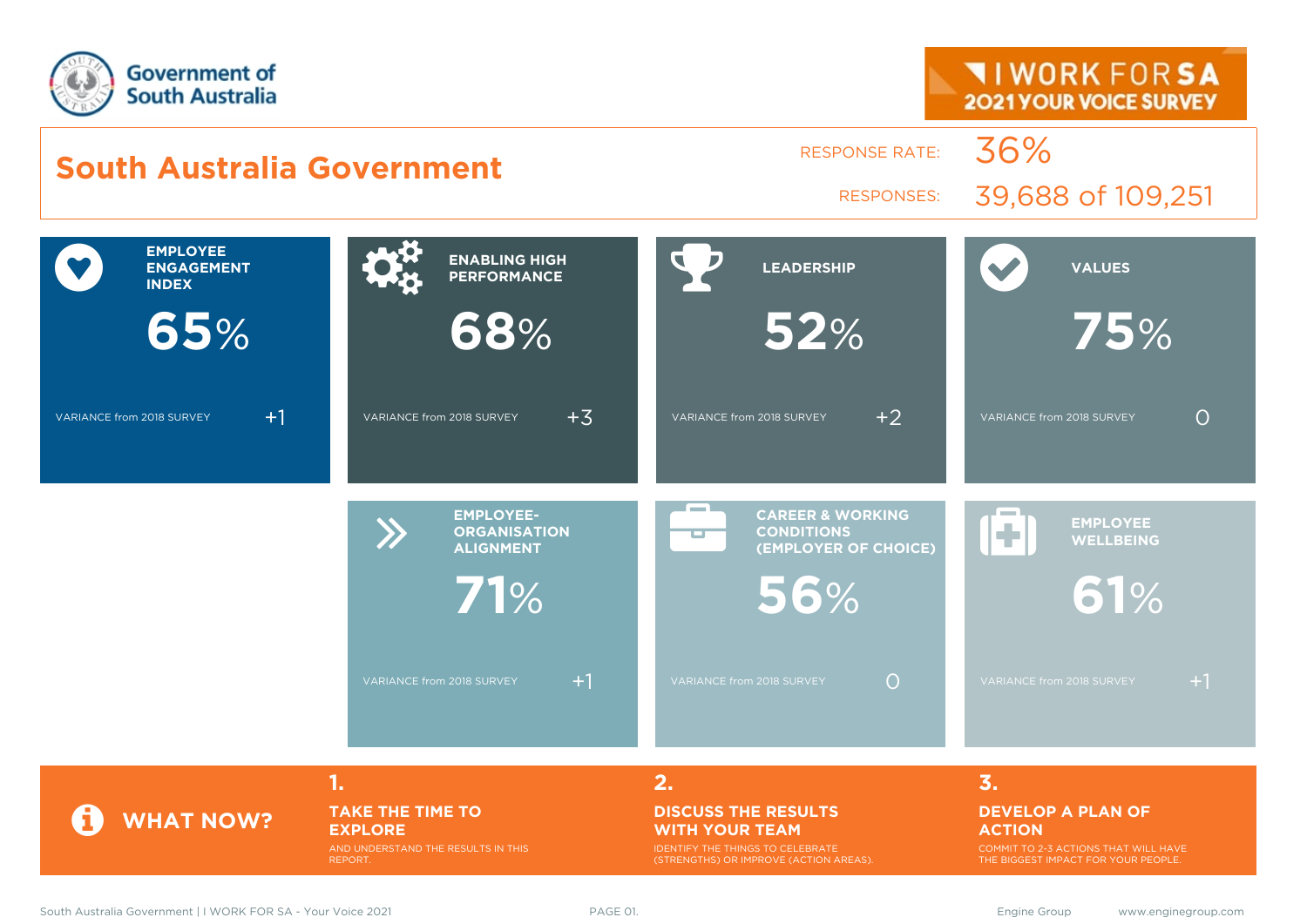Government of South Australia

I WORK FOR SA
2021 YOUR VOICE SURVEY

# South Australia Government

RESPONSE RATE: 36%

RESPONSES: 39,688 of 109,251

| Measure | Score | Variance from 2018 Survey |
|---|---|---|
| EMPLOYEE ENGAGEMENT INDEX | 65% | +1 |
| ENABLING HIGH PERFORMANCE | 68% | +3 |
| LEADERSHIP | 52% | +2 |
| VALUES | 75% | 0 |
| EMPLOYEE-ORGANISATION ALIGNMENT | 71% | +1 |
| CAREER & WORKING CONDITIONS (EMPLOYER OF CHOICE) | 56% | 0 |
| EMPLOYEE WELLBEING | 61% | +1 |

## WHAT NOW?

**1. TAKE THE TIME TO EXPLORE**
AND UNDERSTAND THE RESULTS IN THIS REPORT.

**2. DISCUSS THE RESULTS WITH YOUR TEAM**
IDENTIFY THE THINGS TO CELEBRATE (STRENGTHS) OR IMPROVE (ACTION AREAS).

**3. DEVELOP A PLAN OF ACTION**
COMMIT TO 2-3 ACTIONS THAT WILL HAVE THE BIGGEST IMPACT FOR YOUR PEOPLE.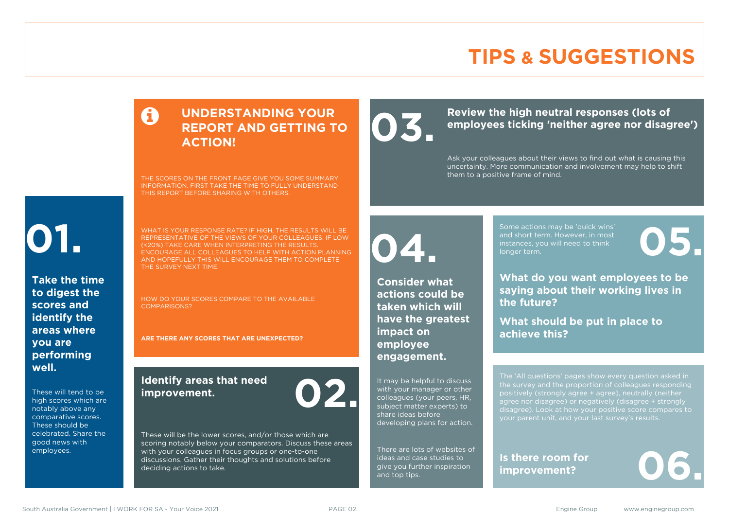# TIPS & SUGGESTIONS

## UNDERSTANDING YOUR REPORT AND GETTING TO ACTION!

THE SCORES ON THE FRONT PAGE GIVE YOU SOME SUMMARY INFORMATION. FIRST TAKE THE TIME TO FULLY UNDERSTAND THIS REPORT BEFORE SHARING WITH OTHERS.

WHAT IS YOUR RESPONSE RATE? IF HIGH, THE RESULTS WILL BE REPRESENTATIVE OF THE VIEWS OF YOUR COLLEAGUES. IF LOW (<20%) TAKE CARE WHEN INTERPRETING THE RESULTS. ENCOURAGE ALL COLLEAGUES TO HELP WITH ACTION PLANNING AND HOPEFULLY THIS WILL ENCOURAGE THEM TO COMPLETE THE SURVEY NEXT TIME.

HOW DO YOUR SCORES COMPARE TO THE AVAILABLE COMPARISONS?

**ARE THERE ANY SCORES THAT ARE UNEXPECTED?**

## 01.

**Take the time to digest the scores and identify the areas where you are performing well.**

These will tend to be high scores which are notably above any comparative scores. These should be celebrated. Share the good news with employees.

## 02.

**Identify areas that need improvement.**

These will be the lower scores, and/or those which are scoring notably below your comparators. Discuss these areas with your colleagues in focus groups or one-to-one discussions. Gather their thoughts and solutions before deciding actions to take.

## 03.

**Review the high neutral responses (lots of employees ticking 'neither agree nor disagree')**

Ask your colleagues about their views to find out what is causing this uncertainty. More communication and involvement may help to shift them to a positive frame of mind.

## 04.

**Consider what actions could be taken which will have the greatest impact on employee engagement.**

It may be helpful to discuss with your manager or other colleagues (your peers, HR, subject matter experts) to share ideas before developing plans for action.

There are lots of websites of ideas and case studies to give you further inspiration and top tips.

## 05.

Some actions may be 'quick wins' and short term. However, in most instances, you will need to think longer term.

**What do you want employees to be saying about their working lives in the future?**

**What should be put in place to achieve this?**

## 06.

The 'All questions' pages show every question asked in the survey and the proportion of colleagues responding positively (strongly agree + agree), neutrally (neither agree nor disagree) or negatively (disagree + strongly disagree). Look at how your positive score compares to your parent unit, and your last survey's results.

**Is there room for improvement?**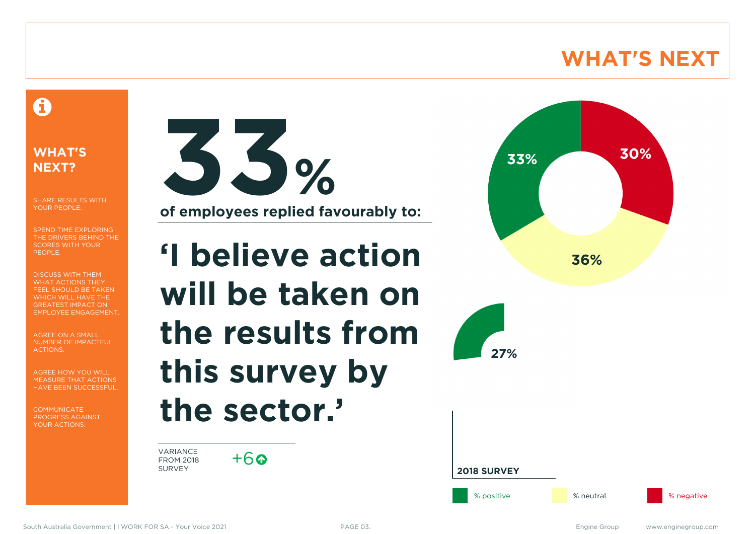# WHAT'S NEXT

## WHAT'S NEXT?

SHARE RESULTS WITH YOUR PEOPLE.

SPEND TIME EXPLORING THE DRIVERS BEHIND THE SCORES WITH YOUR PEOPLE.

DISCUSS WITH THEM WHAT ACTIONS THEY FEEL SHOULD BE TAKEN WHICH WILL HAVE THE GREATEST IMPACT ON EMPLOYEE ENGAGEMENT.

AGREE ON A SMALL NUMBER OF IMPACTFUL ACTIONS.

AGREE HOW YOU WILL MEASURE THAT ACTIONS HAVE BEEN SUCCESSFUL.

COMMUNICATE PROGRESS AGAINST YOUR ACTIONS.

**33%**

**of employees replied favourably to:**

# 'I believe action will be taken on the results from this survey by the sector.'

VARIANCE FROM 2018 SURVEY: +6

| | % positive | % neutral | % negative |
|---|---|---|---|
| 2021 | 33% | 36% | 30% |
| 2018 SURVEY | 27% | | |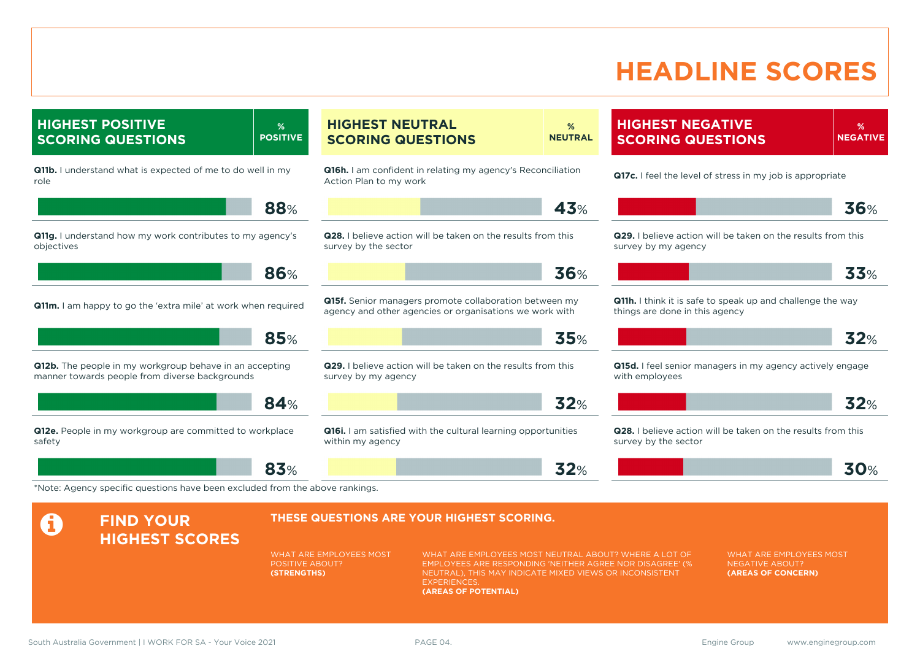# HEADLINE SCORES

## HIGHEST POSITIVE SCORING QUESTIONS

| Question | % POSITIVE |
|---|---|
| **Q11b.** I understand what is expected of me to do well in my role | 88% |
| **Q11g.** I understand how my work contributes to my agency's objectives | 86% |
| **Q11m.** I am happy to go the 'extra mile' at work when required | 85% |
| **Q12b.** The people in my workgroup behave in an accepting manner towards people from diverse backgrounds | 84% |
| **Q12e.** People in my workgroup are committed to workplace safety | 83% |

## HIGHEST NEUTRAL SCORING QUESTIONS

| Question | % NEUTRAL |
|---|---|
| **Q16h.** I am confident in relating my agency's Reconciliation Action Plan to my work | 43% |
| **Q28.** I believe action will be taken on the results from this survey by the sector | 36% |
| **Q15f.** Senior managers promote collaboration between my agency and other agencies or organisations we work with | 35% |
| **Q29.** I believe action will be taken on the results from this survey by my agency | 32% |
| **Q16i.** I am satisfied with the cultural learning opportunities within my agency | 32% |

## HIGHEST NEGATIVE SCORING QUESTIONS

| Question | % NEGATIVE |
|---|---|
| **Q17c.** I feel the level of stress in my job is appropriate | 36% |
| **Q29.** I believe action will be taken on the results from this survey by my agency | 33% |
| **Q11h.** I think it is safe to speak up and challenge the way things are done in this agency | 32% |
| **Q15d.** I feel senior managers in my agency actively engage with employees | 32% |
| **Q28.** I believe action will be taken on the results from this survey by the sector | 30% |

*Note: Agency specific questions have been excluded from the above rankings.

## FIND YOUR HIGHEST SCORES

**THESE QUESTIONS ARE YOUR HIGHEST SCORING.**

WHAT ARE EMPLOYEES MOST POSITIVE ABOUT?
**(STRENGTHS)**

WHAT ARE EMPLOYEES MOST NEUTRAL ABOUT? WHERE A LOT OF EMPLOYEES ARE RESPONDING 'NEITHER AGREE NOR DISAGREE' (% NEUTRAL), THIS MAY INDICATE MIXED VIEWS OR INCONSISTENT EXPERIENCES.
**(AREAS OF POTENTIAL)**

WHAT ARE EMPLOYEES MOST NEGATIVE ABOUT?
**(AREAS OF CONCERN)**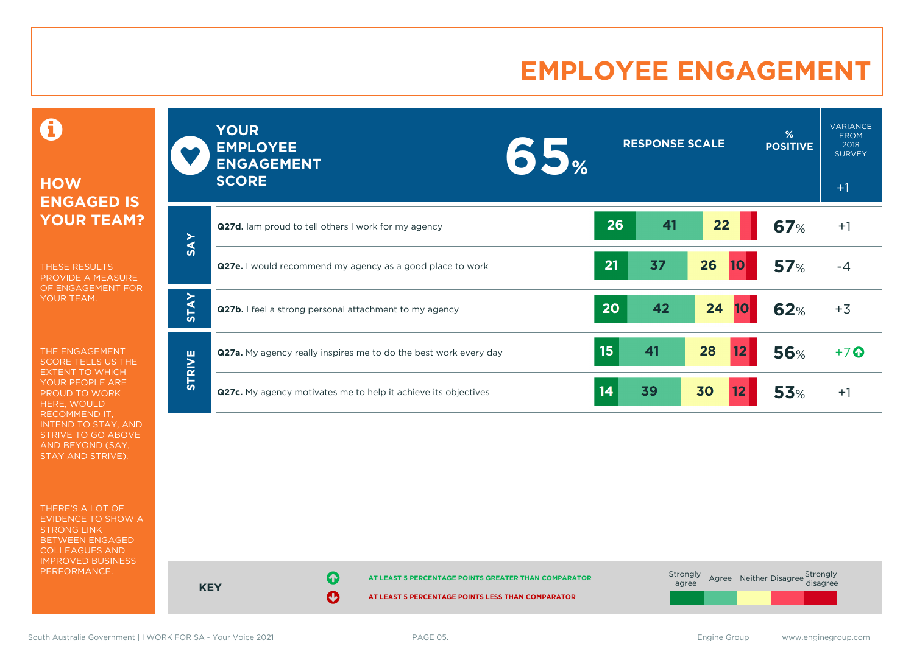# EMPLOYEE ENGAGEMENT

## HOW ENGAGED IS YOUR TEAM?

THESE RESULTS PROVIDE A MEASURE OF ENGAGEMENT FOR YOUR TEAM.

THE ENGAGEMENT SCORE TELLS US THE EXTENT TO WHICH YOUR PEOPLE ARE PROUD TO WORK HERE, WOULD RECOMMEND IT, INTEND TO STAY, AND STRIVE TO GO ABOVE AND BEYOND (SAY, STAY AND STRIVE).

THERE'S A LOT OF EVIDENCE TO SHOW A STRONG LINK BETWEEN ENGAGED COLLEAGUES AND IMPROVED BUSINESS PERFORMANCE.

**YOUR EMPLOYEE ENGAGEMENT SCORE: 65%** (Variance from 2018 survey: +1)

| | Question | Strongly agree | Agree | Neither | Disagree | Strongly disagree | % Positive | Variance from 2018 survey |
|---|---|---|---|---|---|---|---|---|
| SAY | **Q27d.** Iam proud to tell others I work for my agency | 26 | 41 | 22 | | | 67% | +1 |
| SAY | **Q27e.** I would recommend my agency as a good place to work | 21 | 37 | 26 | 10 | | 57% | -4 |
| STAY | **Q27b.** I feel a strong personal attachment to my agency | 20 | 42 | 24 | 10 | | 62% | +3 |
| STRIVE | **Q27a.** My agency really inspires me to do the best work every day | 15 | 41 | 28 | 12 | | 56% | +7 ↑ |
| STRIVE | **Q27c.** My agency motivates me to help it achieve its objectives | 14 | 39 | 30 | 12 | | 53% | +1 |

**KEY**

↑ AT LEAST 5 PERCENTAGE POINTS GREATER THAN COMPARATOR

↓ AT LEAST 5 PERCENTAGE POINTS LESS THAN COMPARATOR

Strongly agree | Agree | Neither | Disagree | Strongly disagree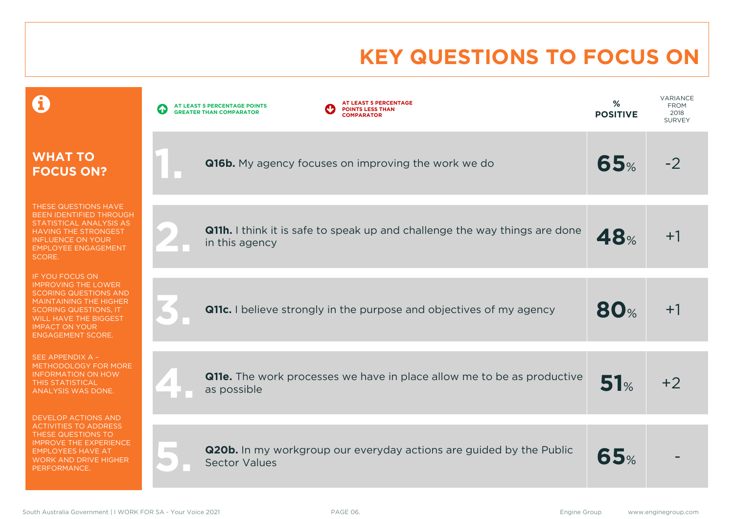# KEY QUESTIONS TO FOCUS ON

## WHAT TO FOCUS ON?

THESE QUESTIONS HAVE BEEN IDENTIFIED THROUGH STATISTICAL ANALYSIS AS HAVING THE STRONGEST INFLUENCE ON YOUR EMPLOYEE ENGAGEMENT SCORE.

IF YOU FOCUS ON IMPROVING THE LOWER SCORING QUESTIONS AND MAINTAINING THE HIGHER SCORING QUESTIONS, IT WILL HAVE THE BIGGEST IMPACT ON YOUR ENGAGEMENT SCORE.

SEE APPENDIX A – METHODOLOGY FOR MORE INFORMATION ON HOW THIS STATISTICAL ANALYSIS WAS DONE.

DEVELOP ACTIONS AND ACTIVITIES TO ADDRESS THESE QUESTIONS TO IMPROVE THE EXPERIENCE EMPLOYEES HAVE AT WORK AND DRIVE HIGHER PERFORMANCE.

AT LEAST 5 PERCENTAGE POINTS GREATER THAN COMPARATOR | AT LEAST 5 PERCENTAGE POINTS LESS THAN COMPARATOR

| # | Question | % POSITIVE | VARIANCE FROM 2018 SURVEY |
|---|---|---|---|
| 1. | **Q16b.** My agency focuses on improving the work we do | 65% | -2 |
| 2. | **Q11h.** I think it is safe to speak up and challenge the way things are done in this agency | 48% | +1 |
| 3. | **Q11c.** I believe strongly in the purpose and objectives of my agency | 80% | +1 |
| 4. | **Q11e.** The work processes we have in place allow me to be as productive as possible | 51% | +2 |
| 5. | **Q20b.** In my workgroup our everyday actions are guided by the Public Sector Values | 65% | - |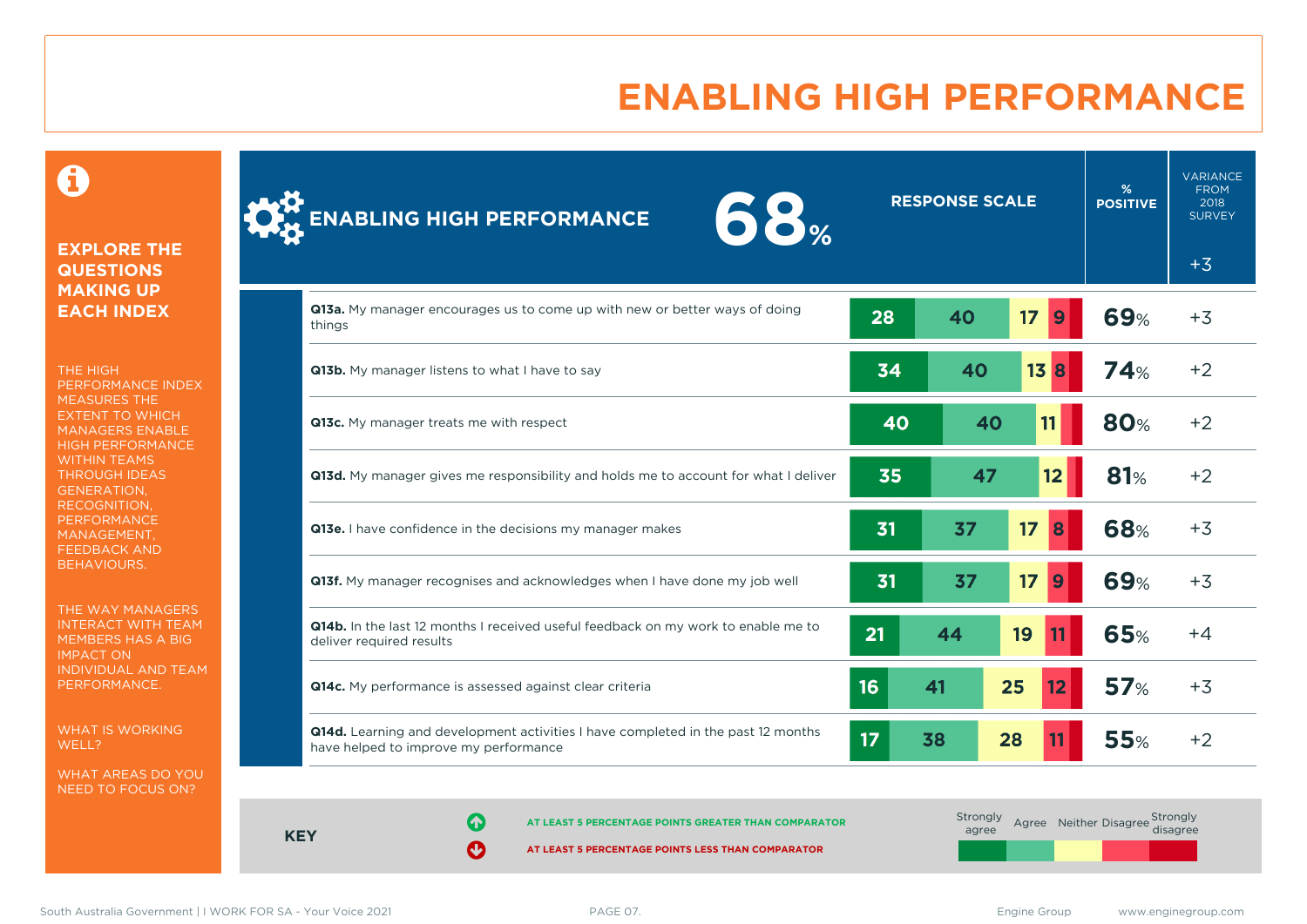# ENABLING HIGH PERFORMANCE

## EXPLORE THE QUESTIONS MAKING UP EACH INDEX

THE HIGH PERFORMANCE INDEX MEASURES THE EXTENT TO WHICH MANAGERS ENABLE HIGH PERFORMANCE WITHIN TEAMS THROUGH IDEAS GENERATION, RECOGNITION, PERFORMANCE MANAGEMENT, FEEDBACK AND BEHAVIOURS.

THE WAY MANAGERS INTERACT WITH TEAM MEMBERS HAS A BIG IMPACT ON INDIVIDUAL AND TEAM PERFORMANCE.

WHAT IS WORKING WELL?

WHAT AREAS DO YOU NEED TO FOCUS ON?

## ENABLING HIGH PERFORMANCE 68%

| Question | Strongly agree | Agree | Neither | Disagree | Strongly disagree | % POSITIVE | VARIANCE FROM 2018 SURVEY |
|---|---|---|---|---|---|---|---|
| **ENABLING HIGH PERFORMANCE** | | | | | | 68% | +3 |
| **Q13a.** My manager encourages us to come up with new or better ways of doing things | 28 | 40 | 17 | 9 | | 69% | +3 |
| **Q13b.** My manager listens to what I have to say | 34 | 40 | 13 | 8 | | 74% | +2 |
| **Q13c.** My manager treats me with respect | 40 | 40 | 11 | | | 80% | +2 |
| **Q13d.** My manager gives me responsibility and holds me to account for what I deliver | 35 | 47 | 12 | | | 81% | +2 |
| **Q13e.** I have confidence in the decisions my manager makes | 31 | 37 | 17 | 8 | | 68% | +3 |
| **Q13f.** My manager recognises and acknowledges when I have done my job well | 31 | 37 | 17 | 9 | | 69% | +3 |
| **Q14b.** In the last 12 months I received useful feedback on my work to enable me to deliver required results | 21 | 44 | 19 | 11 | | 65% | +4 |
| **Q14c.** My performance is assessed against clear criteria | 16 | 41 | 25 | 12 | | 57% | +3 |
| **Q14d.** Learning and development activities I have completed in the past 12 months have helped to improve my performance | 17 | 38 | 28 | 11 | | 55% | +2 |

**KEY**

- AT LEAST 5 PERCENTAGE POINTS GREATER THAN COMPARATOR
- AT LEAST 5 PERCENTAGE POINTS LESS THAN COMPARATOR

Response scale: Strongly agree, Agree, Neither, Disagree, Strongly disagree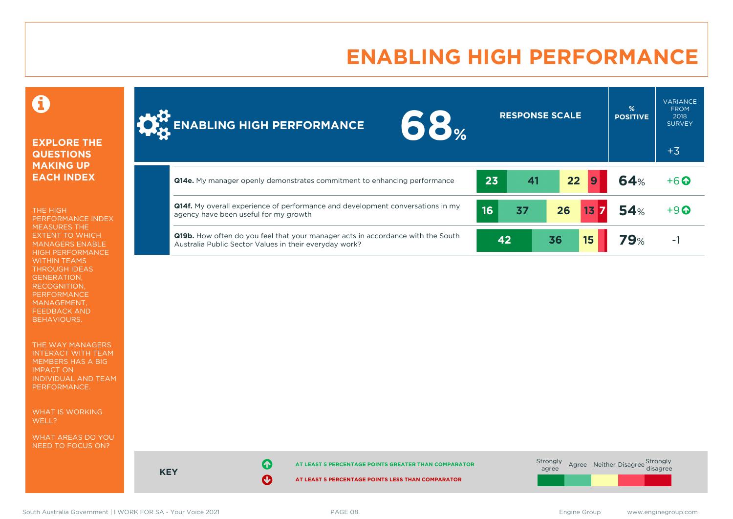# ENABLING HIGH PERFORMANCE

**EXPLORE THE QUESTIONS MAKING UP EACH INDEX**

THE HIGH PERFORMANCE INDEX MEASURES THE EXTENT TO WHICH MANAGERS ENABLE HIGH PERFORMANCE WITHIN TEAMS THROUGH IDEAS GENERATION, RECOGNITION, PERFORMANCE MANAGEMENT, FEEDBACK AND BEHAVIOURS.

THE WAY MANAGERS INTERACT WITH TEAM MEMBERS HAS A BIG IMPACT ON INDIVIDUAL AND TEAM PERFORMANCE.

WHAT IS WORKING WELL?

WHAT AREAS DO YOU NEED TO FOCUS ON?

## ENABLING HIGH PERFORMANCE 68%

| Question | Strongly agree | Agree | Neither | Disagree | Strongly disagree | % POSITIVE | VARIANCE FROM 2018 SURVEY (+3) |
|---|---|---|---|---|---|---|---|
| **Q14e.** My manager openly demonstrates commitment to enhancing performance | 23 | 41 | 22 | 9 | | 64% | +6 ↑ |
| **Q14f.** My overall experience of performance and development conversations in my agency have been useful for my growth | 16 | 37 | 26 | 13 | 7 | 54% | +9 ↑ |
| **Q19b.** How often do you feel that your manager acts in accordance with the South Australia Public Sector Values in their everyday work? | 42 | 36 | 15 | | | 79% | -1 |

**KEY**

↑ AT LEAST 5 PERCENTAGE POINTS GREATER THAN COMPARATOR

↓ AT LEAST 5 PERCENTAGE POINTS LESS THAN COMPARATOR

Strongly agree | Agree | Neither | Disagree | Strongly disagree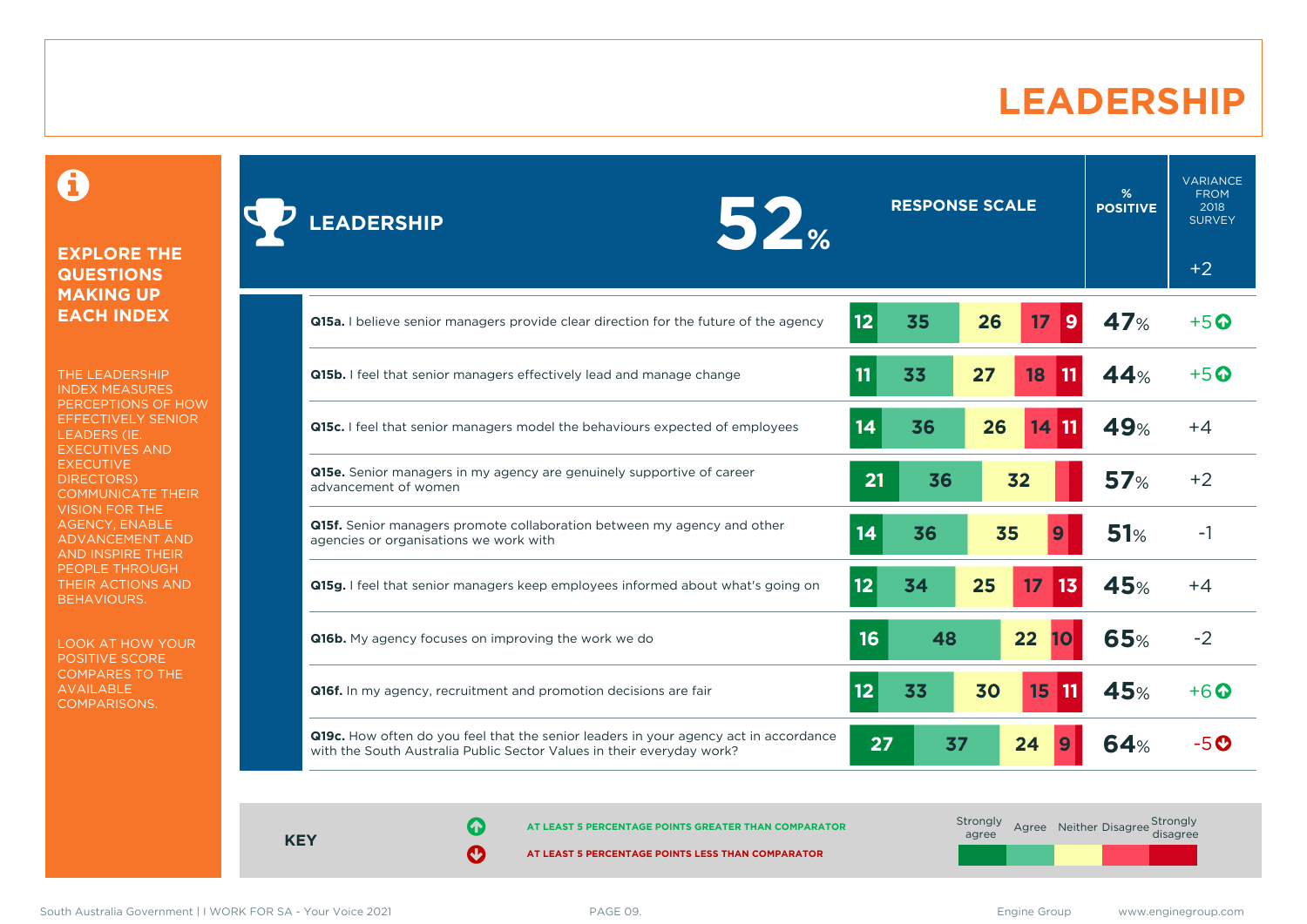# LEADERSHIP

**EXPLORE THE QUESTIONS MAKING UP EACH INDEX**

THE LEADERSHIP INDEX MEASURES PERCEPTIONS OF HOW EFFECTIVELY SENIOR LEADERS (IE. EXECUTIVES AND EXECUTIVE DIRECTORS) COMMUNICATE THEIR VISION FOR THE AGENCY, ENABLE ADVANCEMENT AND AND INSPIRE THEIR PEOPLE THROUGH THEIR ACTIONS AND BEHAVIOURS.

LOOK AT HOW YOUR POSITIVE SCORE COMPARES TO THE AVAILABLE COMPARISONS.

## LEADERSHIP 52%

| Question | Strongly agree | Agree | Neither | Disagree | Strongly disagree | % Positive | Variance from 2018 survey (+2) |
|---|---|---|---|---|---|---|---|
| **Q15a.** I believe senior managers provide clear direction for the future of the agency | 12 | 35 | 26 | 17 | 9 | 47% | +5 ↑ |
| **Q15b.** I feel that senior managers effectively lead and manage change | 11 | 33 | 27 | 18 | 11 | 44% | +5 ↑ |
| **Q15c.** I feel that senior managers model the behaviours expected of employees | 14 | 36 | 26 | 14 | 11 | 49% | +4 |
| **Q15e.** Senior managers in my agency are genuinely supportive of career advancement of women | 21 | 36 | 32 | | | 57% | +2 |
| **Q15f.** Senior managers promote collaboration between my agency and other agencies or organisations we work with | 14 | 36 | 35 | 9 | | 51% | -1 |
| **Q15g.** I feel that senior managers keep employees informed about what's going on | 12 | 34 | 25 | 17 | 13 | 45% | +4 |
| **Q16b.** My agency focuses on improving the work we do | 16 | 48 | 22 | 10 | | 65% | -2 |
| **Q16f.** In my agency, recruitment and promotion decisions are fair | 12 | 33 | 30 | 15 | 11 | 45% | +6 ↑ |
| **Q19c.** How often do you feel that the senior leaders in your agency act in accordance with the South Australia Public Sector Values in their everyday work? | 27 | 37 | 24 | 9 | | 64% | -5 ↓ |

**KEY**

↑ AT LEAST 5 PERCENTAGE POINTS GREATER THAN COMPARATOR

↓ AT LEAST 5 PERCENTAGE POINTS LESS THAN COMPARATOR

Response scale: Strongly agree, Agree, Neither, Disagree, Strongly disagree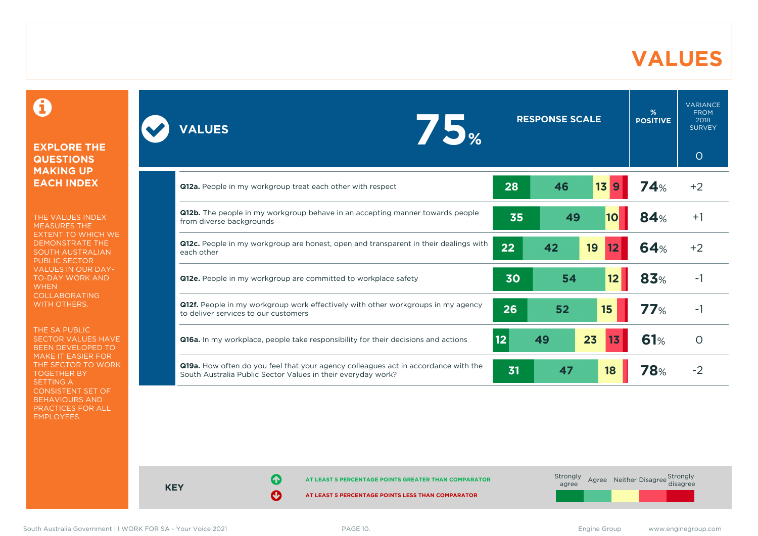# VALUES

## EXPLORE THE QUESTIONS MAKING UP EACH INDEX

THE VALUES INDEX MEASURES THE EXTENT TO WHICH WE DEMONSTRATE THE SOUTH AUSTRALIAN PUBLIC SECTOR VALUES IN OUR DAY-TO-DAY WORK AND WHEN COLLABORATING WITH OTHERS.

THE SA PUBLIC SECTOR VALUES HAVE BEEN DEVELOPED TO MAKE IT EASIER FOR THE SECTOR TO WORK TOGETHER BY SETTING A CONSISTENT SET OF BEHAVIOURS AND PRACTICES FOR ALL EMPLOYEES.

## VALUES 75%

| Question | Strongly agree | Agree | Neither | Disagree | Strongly disagree | % POSITIVE | VARIANCE FROM 2018 SURVEY |
|---|---|---|---|---|---|---|---|
| **VALUES** | | | | | | 75% | 0 |
| **Q12a.** People in my workgroup treat each other with respect | 28 | 46 | 13 | 9 | | 74% | +2 |
| **Q12b.** The people in my workgroup behave in an accepting manner towards people from diverse backgrounds | 35 | 49 | 10 | | | 84% | +1 |
| **Q12c.** People in my workgroup are honest, open and transparent in their dealings with each other | 22 | 42 | 19 | 12 | | 64% | +2 |
| **Q12e.** People in my workgroup are committed to workplace safety | 30 | 54 | 12 | | | 83% | -1 |
| **Q12f.** People in my workgroup work effectively with other workgroups in my agency to deliver services to our customers | 26 | 52 | 15 | | | 77% | -1 |
| **Q16a.** In my workplace, people take responsibility for their decisions and actions | 12 | 49 | 23 | 13 | | 61% | 0 |
| **Q19a.** How often do you feel that your agency colleagues act in accordance with the South Australia Public Sector Values in their everyday work? | 31 | 47 | 18 | | | 78% | -2 |

**KEY**

- AT LEAST 5 PERCENTAGE POINTS GREATER THAN COMPARATOR
- AT LEAST 5 PERCENTAGE POINTS LESS THAN COMPARATOR

Strongly agree | Agree | Neither | Disagree | Strongly disagree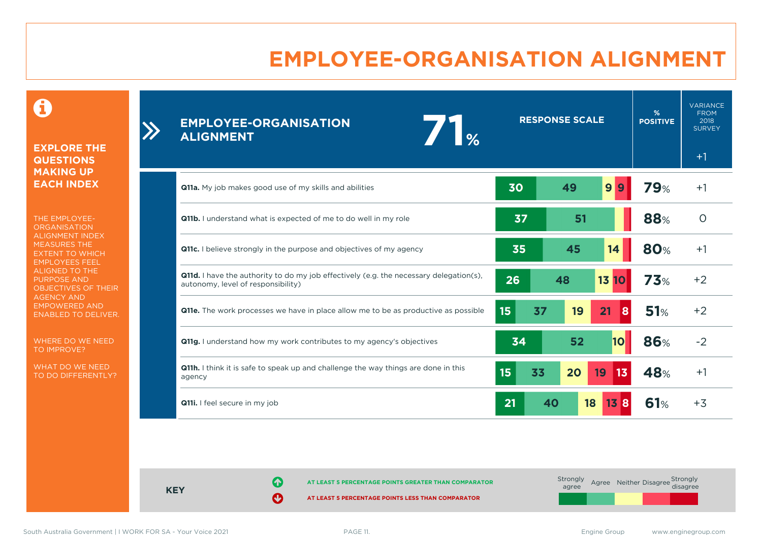# EMPLOYEE-ORGANISATION ALIGNMENT

**EXPLORE THE QUESTIONS MAKING UP EACH INDEX**

THE EMPLOYEE-ORGANISATION ALIGNMENT INDEX MEASURES THE EXTENT TO WHICH EMPLOYEES FEEL ALIGNED TO THE PURPOSE AND OBJECTIVES OF THEIR AGENCY AND EMPOWERED AND ENABLED TO DELIVER.

WHERE DO WE NEED TO IMPROVE?

WHAT DO WE NEED TO DO DIFFERENTLY?

## EMPLOYEE-ORGANISATION ALIGNMENT 71%

Variance from 2018 survey: +1

| Question | Strongly agree | Agree | Neither | Disagree | Strongly disagree | % Positive | Variance from 2018 survey |
|---|---|---|---|---|---|---|---|
| **Q11a.** My job makes good use of my skills and abilities | 30 | 49 | 9 | 9 | | 79% | +1 |
| **Q11b.** I understand what is expected of me to do well in my role | 37 | 51 | | | | 88% | 0 |
| **Q11c.** I believe strongly in the purpose and objectives of my agency | 35 | 45 | 14 | | | 80% | +1 |
| **Q11d.** I have the authority to do my job effectively (e.g. the necessary delegation(s), autonomy, level of responsibility) | 26 | 48 | 13 | 10 | | 73% | +2 |
| **Q11e.** The work processes we have in place allow me to be as productive as possible | 15 | 37 | 19 | 21 | 8 | 51% | +2 |
| **Q11g.** I understand how my work contributes to my agency's objectives | 34 | 52 | 10 | | | 86% | -2 |
| **Q11h.** I think it is safe to speak up and challenge the way things are done in this agency | 15 | 33 | 20 | 19 | 13 | 48% | +1 |
| **Q11i.** I feel secure in my job | 21 | 40 | 18 | 13 | 8 | 61% | +3 |

**KEY**

- AT LEAST 5 PERCENTAGE POINTS GREATER THAN COMPARATOR
- AT LEAST 5 PERCENTAGE POINTS LESS THAN COMPARATOR

Strongly agree | Agree | Neither | Disagree | Strongly disagree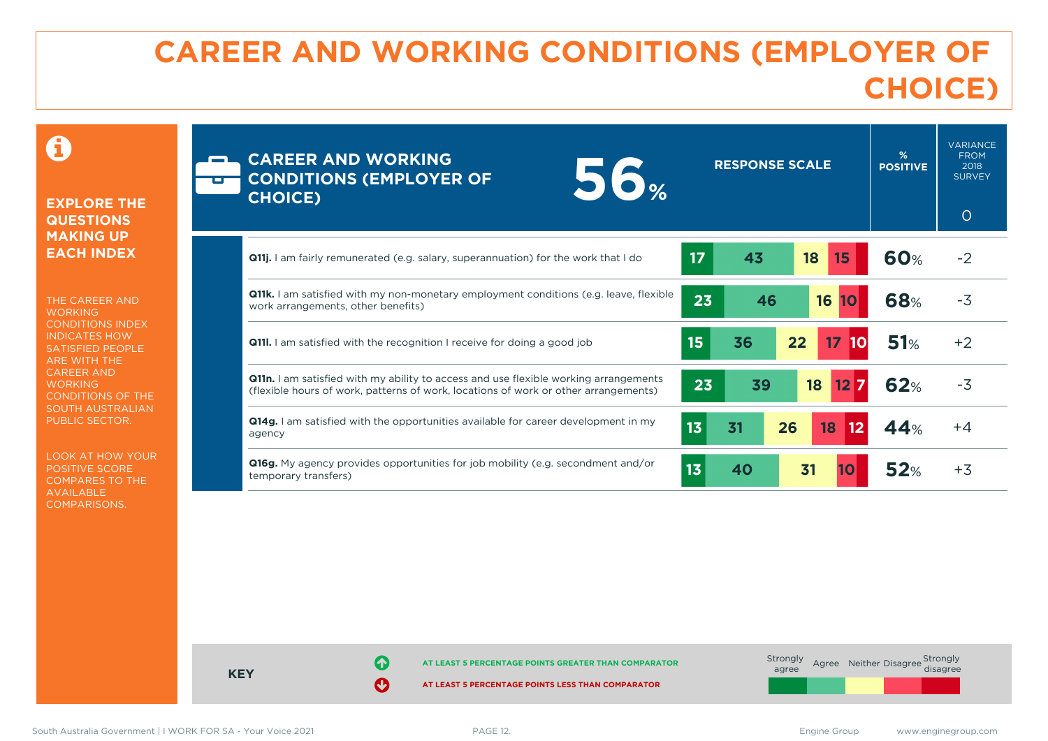# CAREER AND WORKING CONDITIONS (EMPLOYER OF CHOICE)

**EXPLORE THE QUESTIONS MAKING UP EACH INDEX**

THE CAREER AND WORKING CONDITIONS INDEX INDICATES HOW SATISFIED PEOPLE ARE WITH THE CAREER AND WORKING CONDITIONS OF THE SOUTH AUSTRALIAN PUBLIC SECTOR.

LOOK AT HOW YOUR POSITIVE SCORE COMPARES TO THE AVAILABLE COMPARISONS.

## CAREER AND WORKING CONDITIONS (EMPLOYER OF CHOICE) 56%

| Question | Strongly agree | Agree | Neither | Disagree | Strongly disagree | % POSITIVE | VARIANCE FROM 2018 SURVEY (0) |
|---|---|---|---|---|---|---|---|
| **Q11j.** I am fairly remunerated (e.g. salary, superannuation) for the work that I do | 17 | 43 | 18 | 15 | | 60% | -2 |
| **Q11k.** I am satisfied with my non-monetary employment conditions (e.g. leave, flexible work arrangements, other benefits) | 23 | 46 | 16 | 10 | | 68% | -3 |
| **Q11l.** I am satisfied with the recognition I receive for doing a good job | 15 | 36 | 22 | 17 | 10 | 51% | +2 |
| **Q11n.** I am satisfied with my ability to access and use flexible working arrangements (flexible hours of work, patterns of work, locations of work or other arrangements) | 23 | 39 | 18 | 12 | 7 | 62% | -3 |
| **Q14g.** I am satisfied with the opportunities available for career development in my agency | 13 | 31 | 26 | 18 | 12 | 44% | +4 |
| **Q16g.** My agency provides opportunities for job mobility (e.g. secondment and/or temporary transfers) | 13 | 40 | 31 | 10 | | 52% | +3 |

**KEY**

- AT LEAST 5 PERCENTAGE POINTS GREATER THAN COMPARATOR
- AT LEAST 5 PERCENTAGE POINTS LESS THAN COMPARATOR

Strongly agree | Agree | Neither | Disagree | Strongly disagree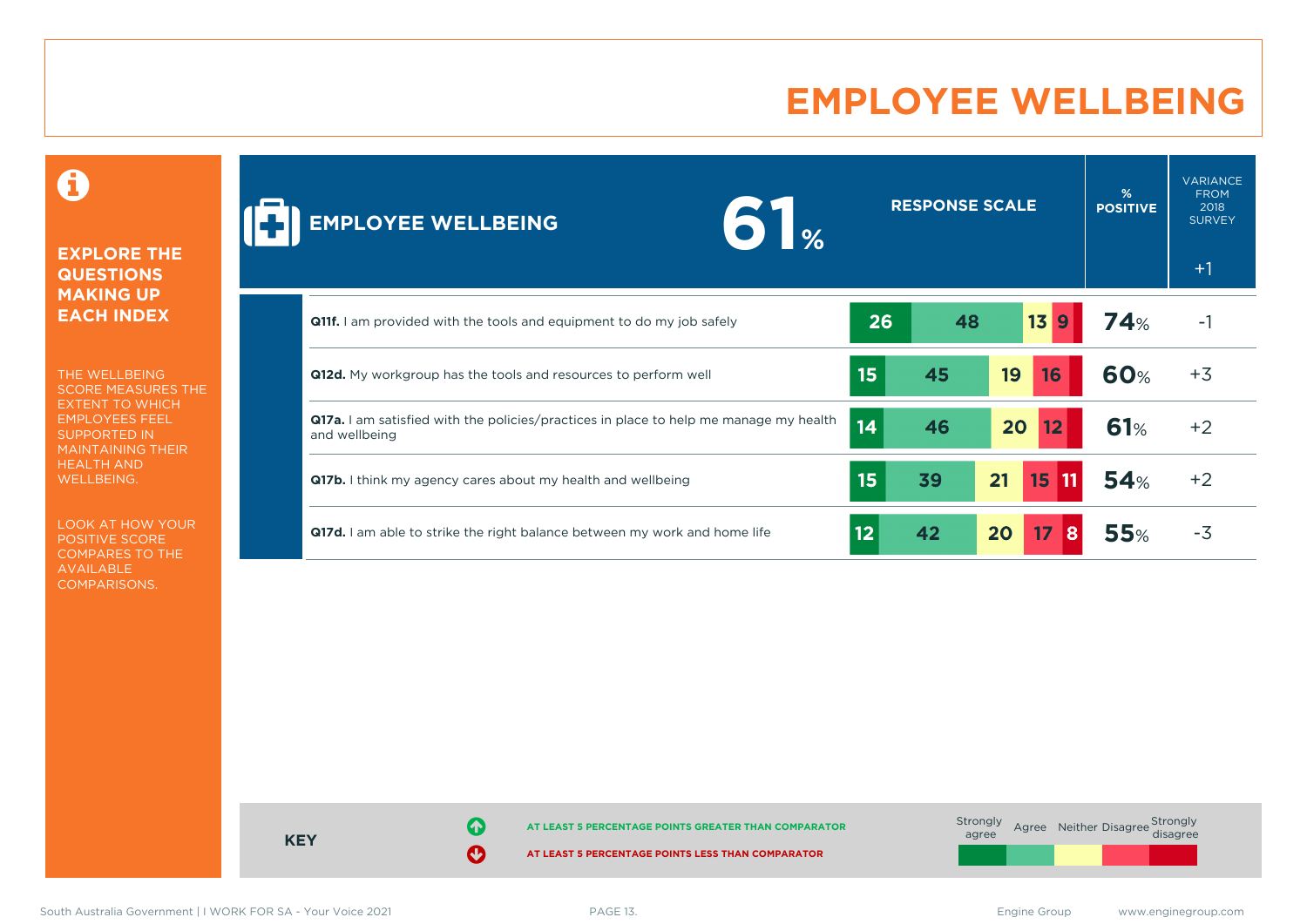# EMPLOYEE WELLBEING

**EXPLORE THE QUESTIONS MAKING UP EACH INDEX**

THE WELLBEING SCORE MEASURES THE EXTENT TO WHICH EMPLOYEES FEEL SUPPORTED IN MAINTAINING THEIR HEALTH AND WELLBEING.

LOOK AT HOW YOUR POSITIVE SCORE COMPARES TO THE AVAILABLE COMPARISONS.

## EMPLOYEE WELLBEING 61%

Variance from 2018 survey: +1

| Question | Strongly agree | Agree | Neither | Disagree | Strongly disagree | % Positive | Variance from 2018 survey |
|---|---|---|---|---|---|---|---|
| **Q11f.** I am provided with the tools and equipment to do my job safely | 26 | 48 | 13 | 9 | | 74% | -1 |
| **Q12d.** My workgroup has the tools and resources to perform well | 15 | 45 | 19 | 16 | | 60% | +3 |
| **Q17a.** I am satisfied with the policies/practices in place to help me manage my health and wellbeing | 14 | 46 | 20 | 12 | | 61% | +2 |
| **Q17b.** I think my agency cares about my health and wellbeing | 15 | 39 | 21 | 15 | 11 | 54% | +2 |
| **Q17d.** I am able to strike the right balance between my work and home life | 12 | 42 | 20 | 17 | 8 | 55% | -3 |

**KEY**

- AT LEAST 5 PERCENTAGE POINTS GREATER THAN COMPARATOR
- AT LEAST 5 PERCENTAGE POINTS LESS THAN COMPARATOR

Strongly agree | Agree | Neither | Disagree | Strongly disagree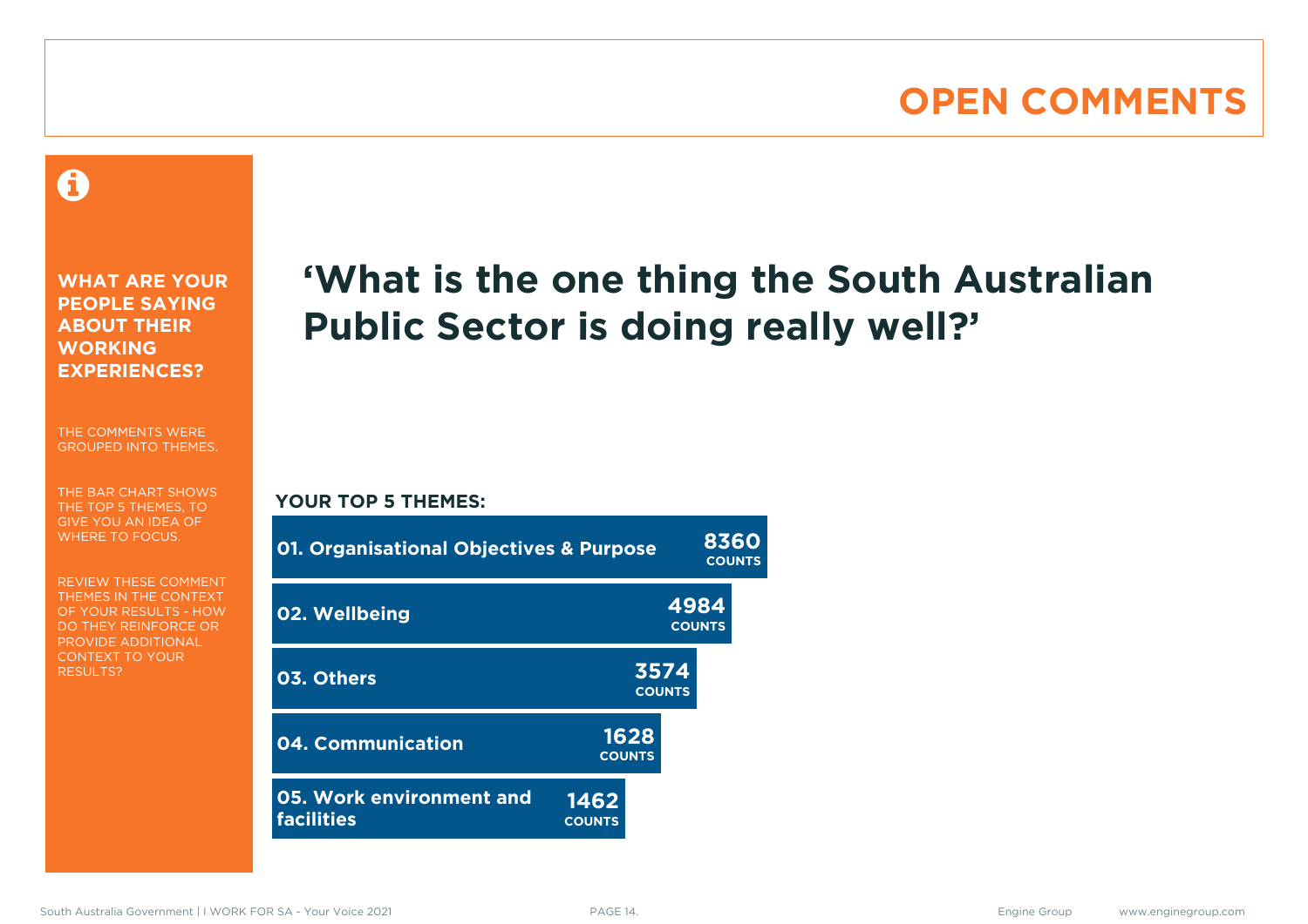# OPEN COMMENTS

**WHAT ARE YOUR PEOPLE SAYING ABOUT THEIR WORKING EXPERIENCES?**

THE COMMENTS WERE GROUPED INTO THEMES.

THE BAR CHART SHOWS THE TOP 5 THEMES, TO GIVE YOU AN IDEA OF WHERE TO FOCUS.

REVIEW THESE COMMENT THEMES IN THE CONTEXT OF YOUR RESULTS - HOW DO THEY REINFORCE OR PROVIDE ADDITIONAL CONTEXT TO YOUR RESULTS?

## 'What is the one thing the South Australian Public Sector is doing really well?'

**YOUR TOP 5 THEMES:**

| Theme | Counts |
| --- | --- |
| 01. Organisational Objectives & Purpose | 8360 |
| 02. Wellbeing | 4984 |
| 03. Others | 3574 |
| 04. Communication | 1628 |
| 05. Work environment and facilities | 1462 |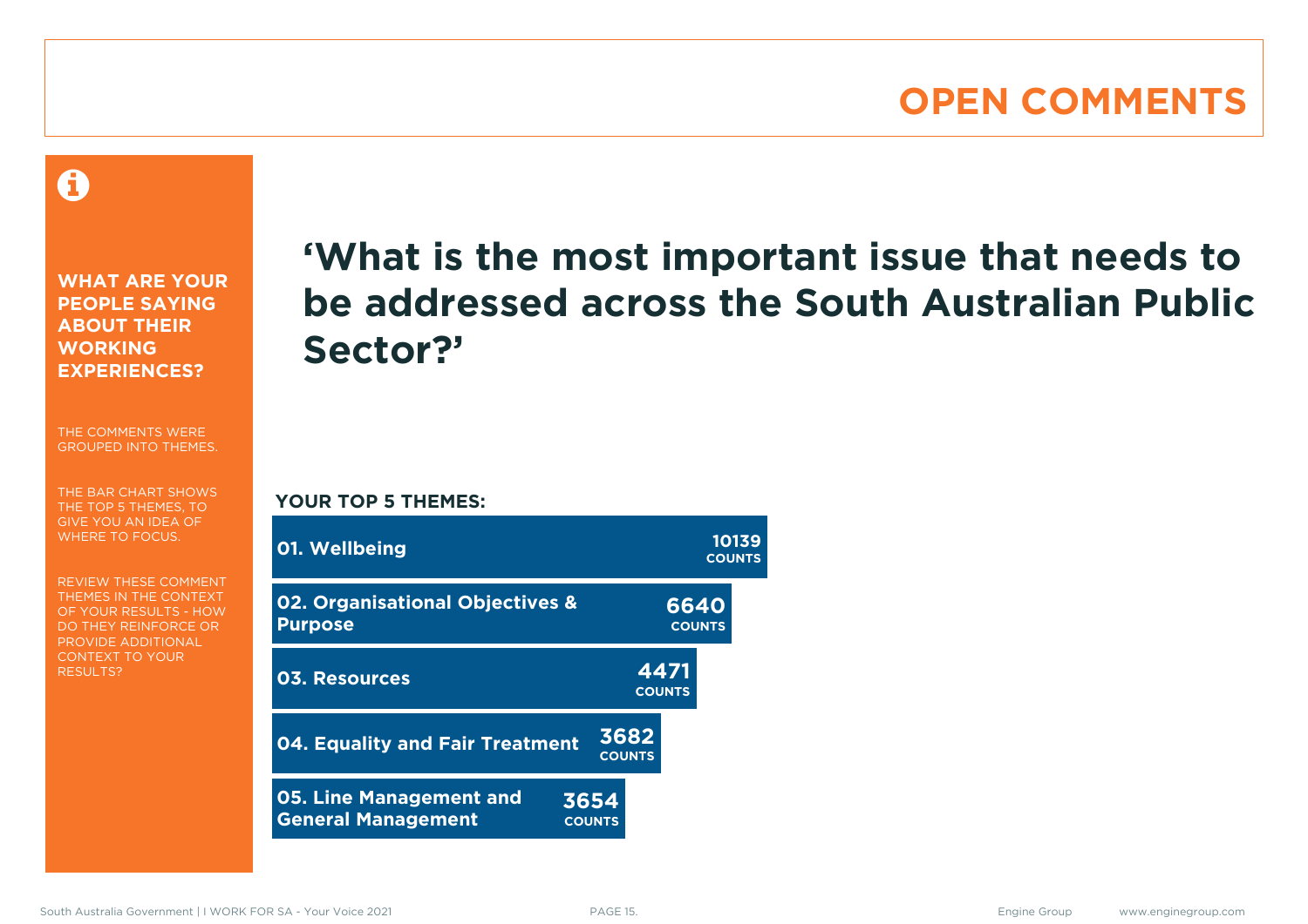# OPEN COMMENTS

**WHAT ARE YOUR PEOPLE SAYING ABOUT THEIR WORKING EXPERIENCES?**

THE COMMENTS WERE GROUPED INTO THEMES.

THE BAR CHART SHOWS THE TOP 5 THEMES, TO GIVE YOU AN IDEA OF WHERE TO FOCUS.

REVIEW THESE COMMENT THEMES IN THE CONTEXT OF YOUR RESULTS - HOW DO THEY REINFORCE OR PROVIDE ADDITIONAL CONTEXT TO YOUR RESULTS?

## ‘What is the most important issue that needs to be addressed across the South Australian Public Sector?’

**YOUR TOP 5 THEMES:**

| Theme | Counts |
|---|---|
| 01. Wellbeing | 10139 |
| 02. Organisational Objectives & Purpose | 6640 |
| 03. Resources | 4471 |
| 04. Equality and Fair Treatment | 3682 |
| 05. Line Management and General Management | 3654 |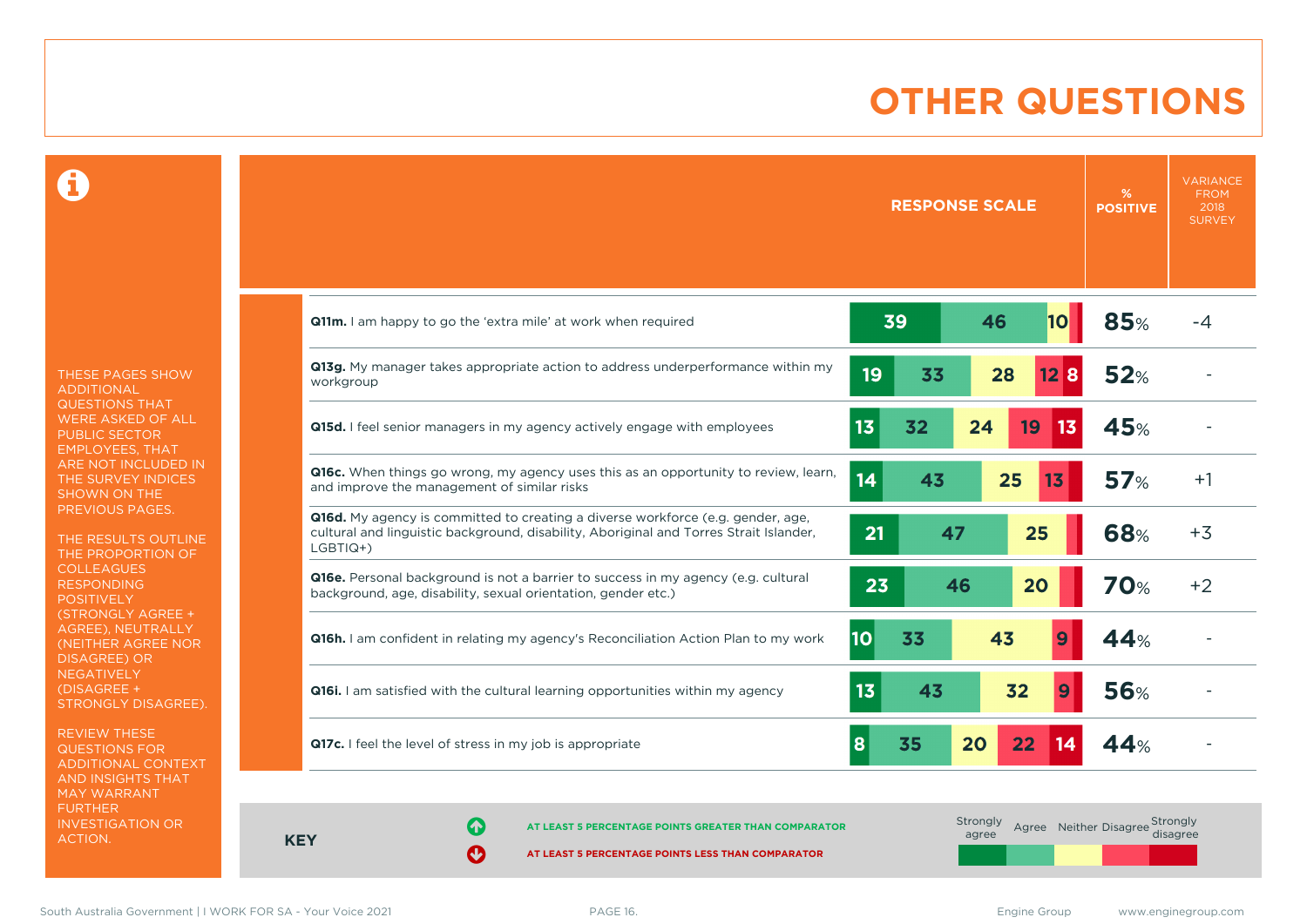# OTHER QUESTIONS

THESE PAGES SHOW ADDITIONAL QUESTIONS THAT WERE ASKED OF ALL PUBLIC SECTOR EMPLOYEES, THAT ARE NOT INCLUDED IN THE SURVEY INDICES SHOWN ON THE PREVIOUS PAGES.

THE RESULTS OUTLINE THE PROPORTION OF COLLEAGUES RESPONDING POSITIVELY (STRONGLY AGREE + AGREE), NEUTRALLY (NEITHER AGREE NOR DISAGREE) OR NEGATIVELY (DISAGREE + STRONGLY DISAGREE).

REVIEW THESE QUESTIONS FOR ADDITIONAL CONTEXT AND INSIGHTS THAT MAY WARRANT FURTHER INVESTIGATION OR ACTION.

| Question | Strongly agree | Agree | Neither | Disagree | Strongly disagree | % POSITIVE | VARIANCE FROM 2018 SURVEY |
|---|---|---|---|---|---|---|---|
| **Q11m.** I am happy to go the 'extra mile' at work when required | 39 | 46 | 10 | | | 85% | -4 |
| **Q13g.** My manager takes appropriate action to address underperformance within my workgroup | 19 | 33 | 28 | 12 | 8 | 52% | - |
| **Q15d.** I feel senior managers in my agency actively engage with employees | 13 | 32 | 24 | 19 | 13 | 45% | - |
| **Q16c.** When things go wrong, my agency uses this as an opportunity to review, learn, and improve the management of similar risks | 14 | 43 | 25 | 13 | | 57% | +1 |
| **Q16d.** My agency is committed to creating a diverse workforce (e.g. gender, age, cultural and linguistic background, disability, Aboriginal and Torres Strait Islander, LGBTIQ+) | 21 | 47 | 25 | | | 68% | +3 |
| **Q16e.** Personal background is not a barrier to success in my agency (e.g. cultural background, age, disability, sexual orientation, gender etc.) | 23 | 46 | 20 | | | 70% | +2 |
| **Q16h.** I am confident in relating my agency's Reconciliation Action Plan to my work | 10 | 33 | 43 | 9 | | 44% | - |
| **Q16i.** I am satisfied with the cultural learning opportunities within my agency | 13 | 43 | 32 | 9 | | 56% | - |
| **Q17c.** I feel the level of stress in my job is appropriate | 8 | 35 | 20 | 22 | 14 | 44% | - |

**KEY**

- AT LEAST 5 PERCENTAGE POINTS GREATER THAN COMPARATOR
- AT LEAST 5 PERCENTAGE POINTS LESS THAN COMPARATOR

Strongly agree | Agree | Neither | Disagree | Strongly disagree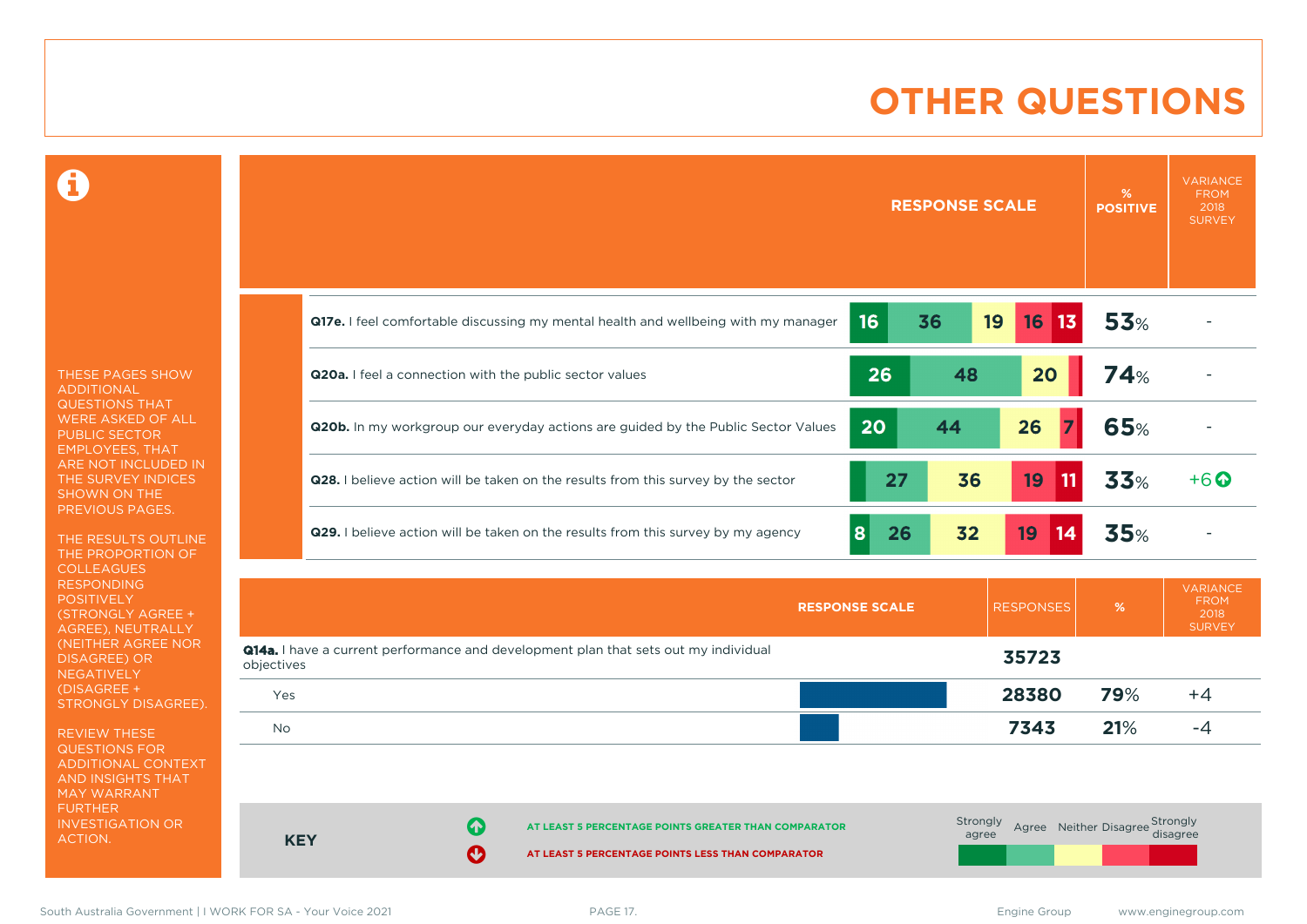# OTHER QUESTIONS

THESE PAGES SHOW ADDITIONAL QUESTIONS THAT WERE ASKED OF ALL PUBLIC SECTOR EMPLOYEES, THAT ARE NOT INCLUDED IN THE SURVEY INDICES SHOWN ON THE PREVIOUS PAGES.

THE RESULTS OUTLINE THE PROPORTION OF COLLEAGUES RESPONDING POSITIVELY (STRONGLY AGREE + AGREE), NEUTRALLY (NEITHER AGREE NOR DISAGREE) OR NEGATIVELY (DISAGREE + STRONGLY DISAGREE).

REVIEW THESE QUESTIONS FOR ADDITIONAL CONTEXT AND INSIGHTS THAT MAY WARRANT FURTHER INVESTIGATION OR ACTION.

| Question | Strongly agree | Agree | Neither | Disagree | Strongly disagree | % POSITIVE | VARIANCE FROM 2018 SURVEY |
|---|---|---|---|---|---|---|---|
| **Q17e.** I feel comfortable discussing my mental health and wellbeing with my manager | 16 | 36 | 19 | 16 | 13 | 53% | - |
| **Q20a.** I feel a connection with the public sector values | 26 | 48 | 20 | | | 74% | - |
| **Q20b.** In my workgroup our everyday actions are guided by the Public Sector Values | 20 | 44 | 26 | 7 | | 65% | - |
| **Q28.** I believe action will be taken on the results from this survey by the sector | | 27 | 36 | 19 | 11 | 33% | +6 ↑ |
| **Q29.** I believe action will be taken on the results from this survey by my agency | 8 | 26 | 32 | 19 | 14 | 35% | - |

| RESPONSE SCALE | RESPONSES | % | VARIANCE FROM 2018 SURVEY |
|---|---|---|---|
| **Q14a.** I have a current performance and development plan that sets out my individual objectives | 35723 | | |
| Yes | 28380 | 79% | +4 |
| No | 7343 | 21% | -4 |

**KEY**

- ↑ AT LEAST 5 PERCENTAGE POINTS GREATER THAN COMPARATOR
- ↓ AT LEAST 5 PERCENTAGE POINTS LESS THAN COMPARATOR

Strongly agree | Agree | Neither | Disagree | Strongly disagree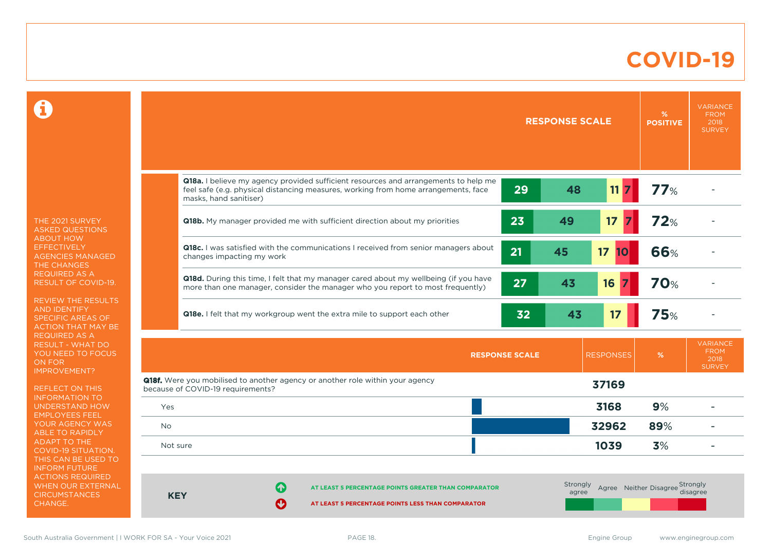# COVID-19

THE 2021 SURVEY ASKED QUESTIONS ABOUT HOW EFFECTIVELY AGENCIES MANAGED THE CHANGES REQUIRED AS A RESULT OF COVID-19.

REVIEW THE RESULTS AND IDENTIFY SPECIFIC AREAS OF ACTION THAT MAY BE REQUIRED AS A RESULT - WHAT DO YOU NEED TO FOCUS ON FOR IMPROVEMENT?

REFLECT ON THIS INFORMATION TO UNDERSTAND HOW EMPLOYEES FEEL YOUR AGENCY WAS ABLE TO RAPIDLY ADAPT TO THE COVID-19 SITUATION. THIS CAN BE USED TO INFORM FUTURE ACTIONS REQUIRED WHEN OUR EXTERNAL CIRCUMSTANCES CHANGE.

| Question | Strongly agree | Agree | Neither | Disagree | Strongly disagree | % POSITIVE | VARIANCE FROM 2018 SURVEY |
|---|---|---|---|---|---|---|---|
| **Q18a.** I believe my agency provided sufficient resources and arrangements to help me feel safe (e.g. physical distancing measures, working from home arrangements, face masks, hand sanitiser) | 29 | 48 | 11 | 7 | | 77% | - |
| **Q18b.** My manager provided me with sufficient direction about my priorities | 23 | 49 | 17 | 7 | | 72% | - |
| **Q18c.** I was satisfied with the communications I received from senior managers about changes impacting my work | 21 | 45 | 17 | 10 | | 66% | - |
| **Q18d.** During this time, I felt that my manager cared about my wellbeing (if you have more than one manager, consider the manager who you report to most frequently) | 27 | 43 | 16 | 7 | | 70% | - |
| **Q18e.** I felt that my workgroup went the extra mile to support each other | 32 | 43 | 17 | | | 75% | - |

| RESPONSE SCALE | RESPONSES | % | VARIANCE FROM 2018 SURVEY |
|---|---|---|---|
| **Q18f.** Were you mobilised to another agency or another role within your agency because of COVID-19 requirements? | 37169 | | |
| Yes | 3168 | 9% | - |
| No | 32962 | 89% | - |
| Not sure | 1039 | 3% | - |

**KEY**

- AT LEAST 5 PERCENTAGE POINTS GREATER THAN COMPARATOR
- AT LEAST 5 PERCENTAGE POINTS LESS THAN COMPARATOR

Strongly agree | Agree | Neither | Disagree | Strongly disagree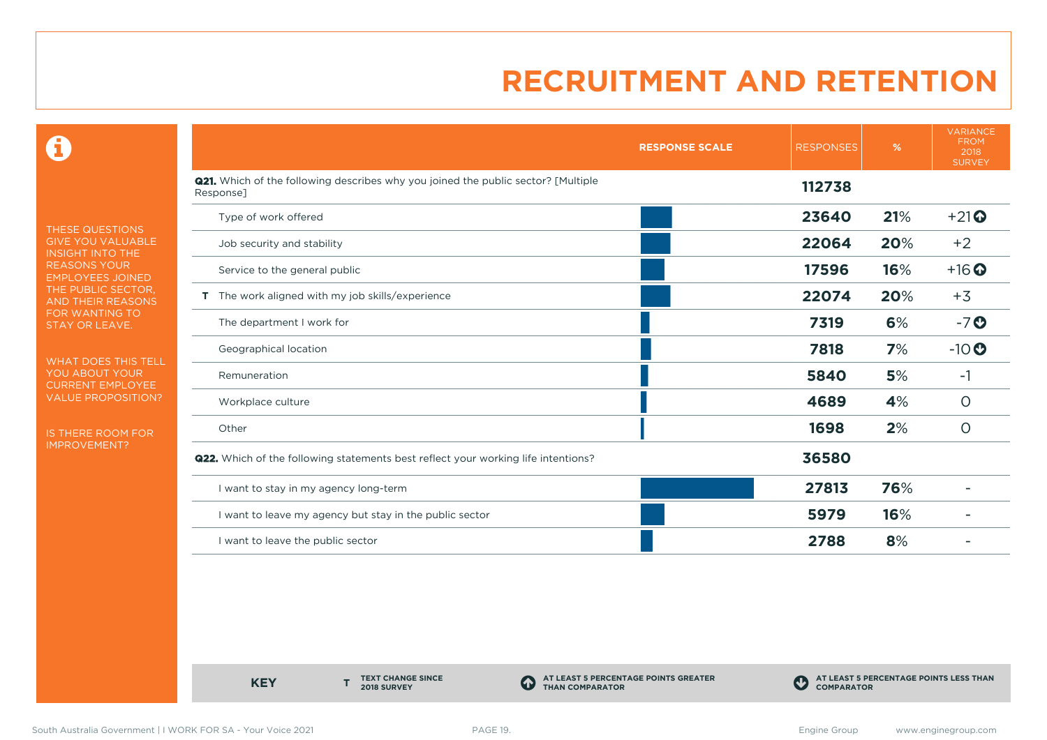# RECRUITMENT AND RETENTION

THESE QUESTIONS GIVE YOU VALUABLE INSIGHT INTO THE REASONS YOUR EMPLOYEES JOINED THE PUBLIC SECTOR, AND THEIR REASONS FOR WANTING TO STAY OR LEAVE.

WHAT DOES THIS TELL YOU ABOUT YOUR CURRENT EMPLOYEE VALUE PROPOSITION?

IS THERE ROOM FOR IMPROVEMENT?

| | RESPONSE SCALE | RESPONSES | % | VARIANCE FROM 2018 SURVEY |
|---|---|---|---|---|
| **Q21.** Which of the following describes why you joined the public sector? [Multiple Response] | | **112738** | | |
| Type of work offered | | **23640** | **21%** | +21 ⬆ |
| Job security and stability | | **22064** | **20%** | +2 |
| Service to the general public | | **17596** | **16%** | +16 ⬆ |
| **T** The work aligned with my job skills/experience | | **22074** | **20%** | +3 |
| The department I work for | | **7319** | **6%** | -7 ⬇ |
| Geographical location | | **7818** | **7%** | -10 ⬇ |
| Remuneration | | **5840** | **5%** | -1 |
| Workplace culture | | **4689** | **4%** | 0 |
| Other | | **1698** | **2%** | 0 |
| **Q22.** Which of the following statements best reflect your working life intentions? | | **36580** | | |
| I want to stay in my agency long-term | | **27813** | **76%** | - |
| I want to leave my agency but stay in the public sector | | **5979** | **16%** | - |
| I want to leave the public sector | | **2788** | **8%** | - |

**KEY**

- **T** TEXT CHANGE SINCE 2018 SURVEY
- ⬆ AT LEAST 5 PERCENTAGE POINTS GREATER THAN COMPARATOR
- ⬇ AT LEAST 5 PERCENTAGE POINTS LESS THAN COMPARATOR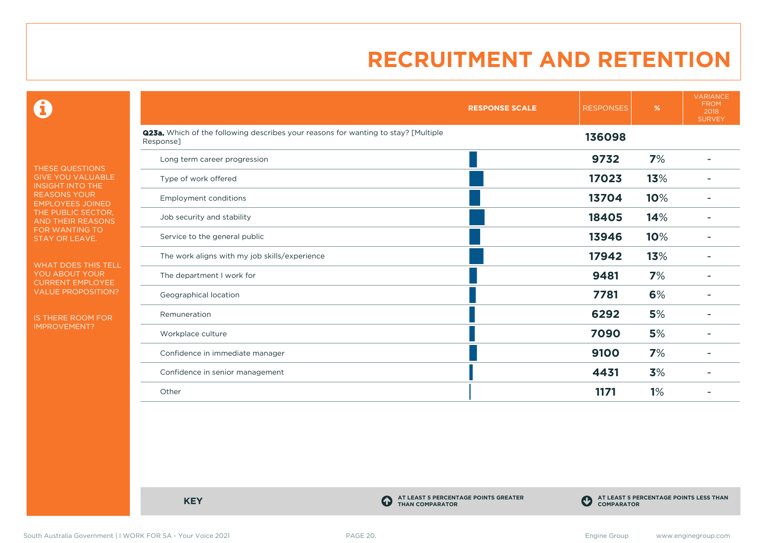# RECRUITMENT AND RETENTION

THESE QUESTIONS GIVE YOU VALUABLE INSIGHT INTO THE REASONS YOUR EMPLOYEES JOINED THE PUBLIC SECTOR, AND THEIR REASONS FOR WANTING TO STAY OR LEAVE.

WHAT DOES THIS TELL YOU ABOUT YOUR CURRENT EMPLOYEE VALUE PROPOSITION?

IS THERE ROOM FOR IMPROVEMENT?

| | RESPONSE SCALE | RESPONSES | % | VARIANCE FROM 2018 SURVEY |
|---|---|---|---|---|
| **Q23a.** Which of the following describes your reasons for wanting to stay? [Multiple Response] | | **136098** | | |
| Long term career progression | | **9732** | **7%** | - |
| Type of work offered | | **17023** | **13%** | - |
| Employment conditions | | **13704** | **10%** | - |
| Job security and stability | | **18405** | **14%** | - |
| Service to the general public | | **13946** | **10%** | - |
| The work aligns with my job skills/experience | | **17942** | **13%** | - |
| The department I work for | | **9481** | **7%** | - |
| Geographical location | | **7781** | **6%** | - |
| Remuneration | | **6292** | **5%** | - |
| Workplace culture | | **7090** | **5%** | - |
| Confidence in immediate manager | | **9100** | **7%** | - |
| Confidence in senior management | | **4431** | **3%** | - |
| Other | | **1171** | **1%** | - |

**KEY**

AT LEAST 5 PERCENTAGE POINTS GREATER THAN COMPARATOR

AT LEAST 5 PERCENTAGE POINTS LESS THAN COMPARATOR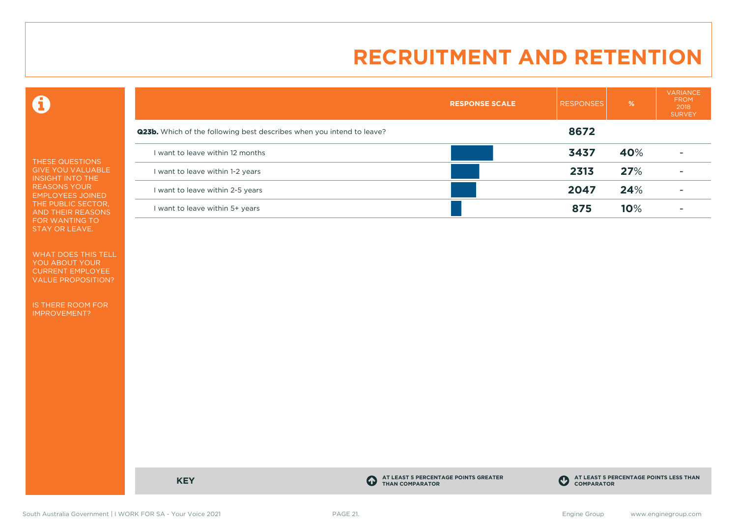# RECRUITMENT AND RETENTION

THESE QUESTIONS GIVE YOU VALUABLE INSIGHT INTO THE REASONS YOUR EMPLOYEES JOINED THE PUBLIC SECTOR, AND THEIR REASONS FOR WANTING TO STAY OR LEAVE.

WHAT DOES THIS TELL YOU ABOUT YOUR CURRENT EMPLOYEE VALUE PROPOSITION?

IS THERE ROOM FOR IMPROVEMENT?

| | RESPONSE SCALE | RESPONSES | % | VARIANCE FROM 2018 SURVEY |
|---|---|---|---|---|
| **Q23b.** Which of the following best describes when you intend to leave? | | **8672** | | |
| I want to leave within 12 months | | **3437** | **40**% | - |
| I want to leave within 1-2 years | | **2313** | **27**% | - |
| I want to leave within 2-5 years | | **2047** | **24**% | - |
| I want to leave within 5+ years | | **875** | **10**% | - |

**KEY**

AT LEAST 5 PERCENTAGE POINTS GREATER THAN COMPARATOR

AT LEAST 5 PERCENTAGE POINTS LESS THAN COMPARATOR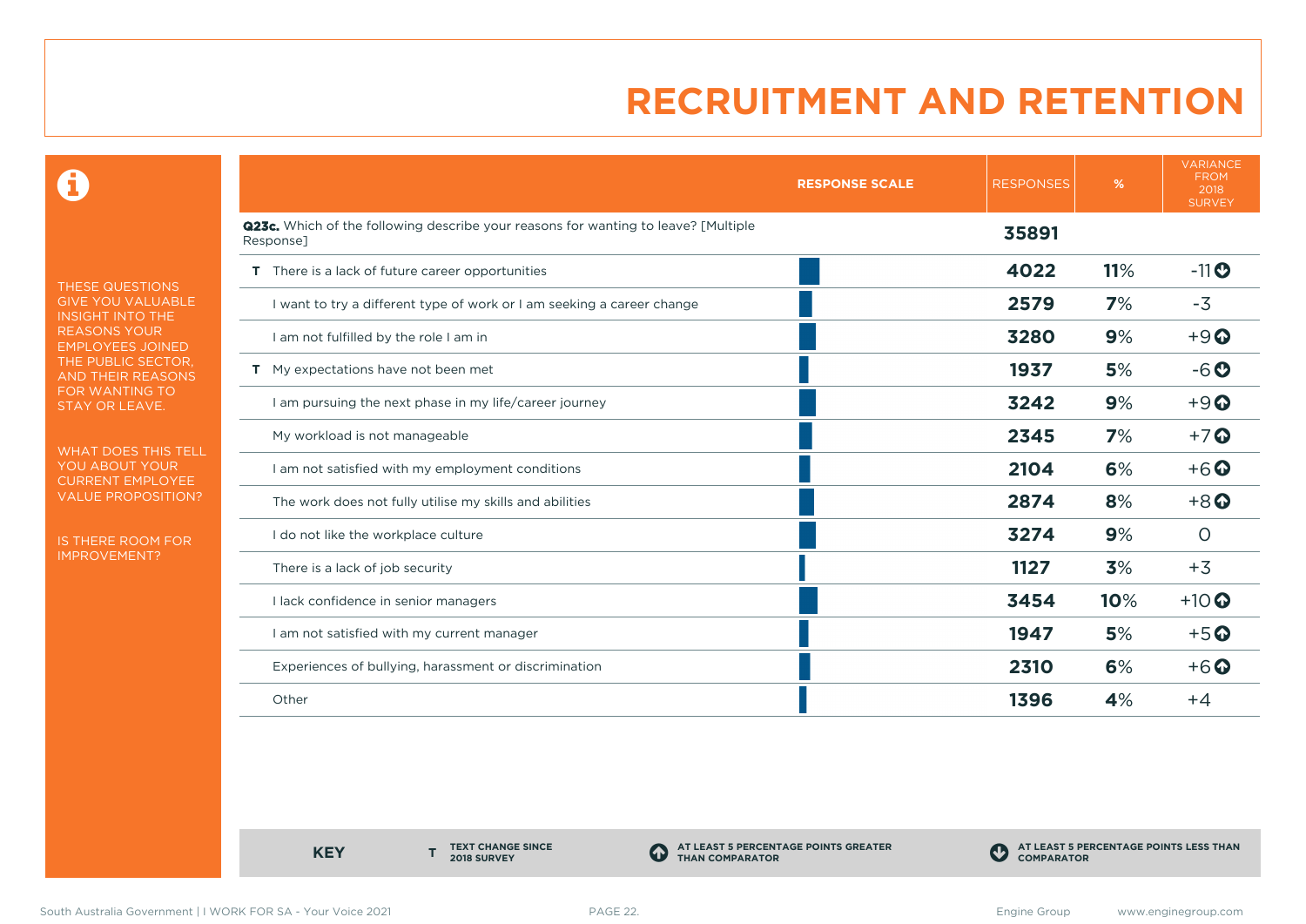# RECRUITMENT AND RETENTION

THESE QUESTIONS GIVE YOU VALUABLE INSIGHT INTO THE REASONS YOUR EMPLOYEES JOINED THE PUBLIC SECTOR, AND THEIR REASONS FOR WANTING TO STAY OR LEAVE.

WHAT DOES THIS TELL YOU ABOUT YOUR CURRENT EMPLOYEE VALUE PROPOSITION?

IS THERE ROOM FOR IMPROVEMENT?

| | RESPONSE SCALE | RESPONSES | % | VARIANCE FROM 2018 SURVEY |
|---|---|---|---|---|
| **Q23c.** Which of the following describe your reasons for wanting to leave? [Multiple Response] | | **35891** | | |
| **T** There is a lack of future career opportunities | | **4022** | **11**% | -11 ⬇ |
| I want to try a different type of work or I am seeking a career change | | **2579** | **7**% | -3 |
| I am not fulfilled by the role I am in | | **3280** | **9**% | +9 ⬆ |
| **T** My expectations have not been met | | **1937** | **5**% | -6 ⬇ |
| I am pursuing the next phase in my life/career journey | | **3242** | **9**% | +9 ⬆ |
| My workload is not manageable | | **2345** | **7**% | +7 ⬆ |
| I am not satisfied with my employment conditions | | **2104** | **6**% | +6 ⬆ |
| The work does not fully utilise my skills and abilities | | **2874** | **8**% | +8 ⬆ |
| I do not like the workplace culture | | **3274** | **9**% | 0 |
| There is a lack of job security | | **1127** | **3**% | +3 |
| I lack confidence in senior managers | | **3454** | **10**% | +10 ⬆ |
| I am not satisfied with my current manager | | **1947** | **5**% | +5 ⬆ |
| Experiences of bullying, harassment or discrimination | | **2310** | **6**% | +6 ⬆ |
| Other | | **1396** | **4**% | +4 |

**KEY**

**T** TEXT CHANGE SINCE 2018 SURVEY

⬆ AT LEAST 5 PERCENTAGE POINTS GREATER THAN COMPARATOR

⬇ AT LEAST 5 PERCENTAGE POINTS LESS THAN COMPARATOR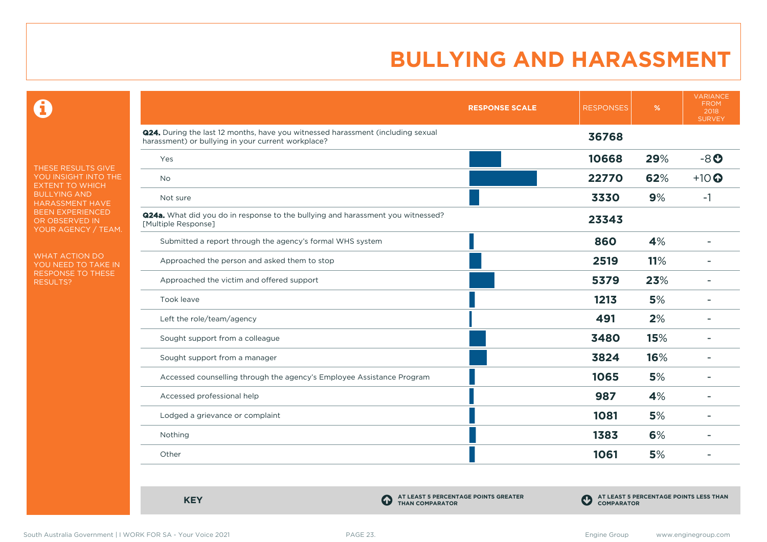# BULLYING AND HARASSMENT

THESE RESULTS GIVE YOU INSIGHT INTO THE EXTENT TO WHICH BULLYING AND HARASSMENT HAVE BEEN EXPERIENCED OR OBSERVED IN YOUR AGENCY / TEAM.

WHAT ACTION DO YOU NEED TO TAKE IN RESPONSE TO THESE RESULTS?

| | RESPONSE SCALE | RESPONSES | % | VARIANCE FROM 2018 SURVEY |
|---|---|---|---|---|
| **Q24.** During the last 12 months, have you witnessed harassment (including sexual harassment) or bullying in your current workplace? | | **36768** | | |
| Yes | | **10668** | **29**% | -8 ↓ |
| No | | **22770** | **62**% | +10 ↑ |
| Not sure | | **3330** | **9**% | -1 |
| **Q24a.** What did you do in response to the bullying and harassment you witnessed? [Multiple Response] | | **23343** | | |
| Submitted a report through the agency's formal WHS system | | **860** | **4**% | - |
| Approached the person and asked them to stop | | **2519** | **11**% | - |
| Approached the victim and offered support | | **5379** | **23**% | - |
| Took leave | | **1213** | **5**% | - |
| Left the role/team/agency | | **491** | **2**% | - |
| Sought support from a colleague | | **3480** | **15**% | - |
| Sought support from a manager | | **3824** | **16**% | - |
| Accessed counselling through the agency's Employee Assistance Program | | **1065** | **5**% | - |
| Accessed professional help | | **987** | **4**% | - |
| Lodged a grievance or complaint | | **1081** | **5**% | - |
| Nothing | | **1383** | **6**% | - |
| Other | | **1061** | **5**% | - |

**KEY**

↑ AT LEAST 5 PERCENTAGE POINTS GREATER THAN COMPARATOR

↓ AT LEAST 5 PERCENTAGE POINTS LESS THAN COMPARATOR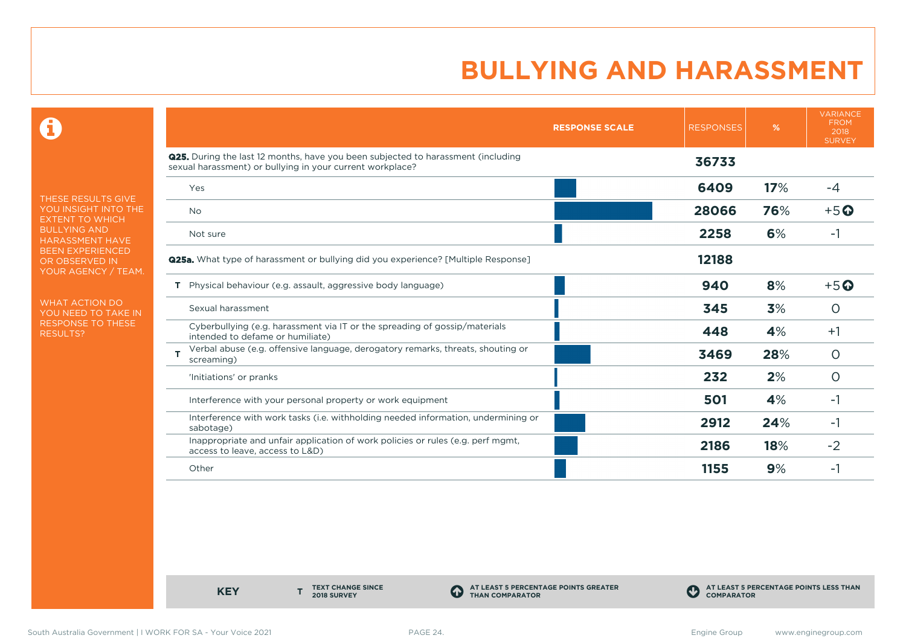# BULLYING AND HARASSMENT

THESE RESULTS GIVE YOU INSIGHT INTO THE EXTENT TO WHICH BULLYING AND HARASSMENT HAVE BEEN EXPERIENCED OR OBSERVED IN YOUR AGENCY / TEAM.

WHAT ACTION DO YOU NEED TO TAKE IN RESPONSE TO THESE RESULTS?

| | RESPONSE SCALE | RESPONSES | % | VARIANCE FROM 2018 SURVEY |
|---|---|---|---|---|
| **Q25.** During the last 12 months, have you been subjected to harassment (including sexual harassment) or bullying in your current workplace? | | **36733** | | |
| Yes | | **6409** | **17**% | -4 |
| No | | **28066** | **76**% | +5 ⬆ |
| Not sure | | **2258** | **6**% | -1 |
| **Q25a.** What type of harassment or bullying did you experience? [Multiple Response] | | **12188** | | |
| T Physical behaviour (e.g. assault, aggressive body language) | | **940** | **8**% | +5 ⬆ |
| Sexual harassment | | **345** | **3**% | 0 |
| Cyberbullying (e.g. harassment via IT or the spreading of gossip/materials intended to defame or humiliate) | | **448** | **4**% | +1 |
| T Verbal abuse (e.g. offensive language, derogatory remarks, threats, shouting or screaming) | | **3469** | **28**% | 0 |
| 'Initiations' or pranks | | **232** | **2**% | 0 |
| Interference with your personal property or work equipment | | **501** | **4**% | -1 |
| Interference with work tasks (i.e. withholding needed information, undermining or sabotage) | | **2912** | **24**% | -1 |
| Inappropriate and unfair application of work policies or rules (e.g. perf mgmt, access to leave, access to L&D) | | **2186** | **18**% | -2 |
| Other | | **1155** | **9**% | -1 |

**KEY**

- **T** TEXT CHANGE SINCE 2018 SURVEY
- ⬆ AT LEAST 5 PERCENTAGE POINTS GREATER THAN COMPARATOR
- ⬇ AT LEAST 5 PERCENTAGE POINTS LESS THAN COMPARATOR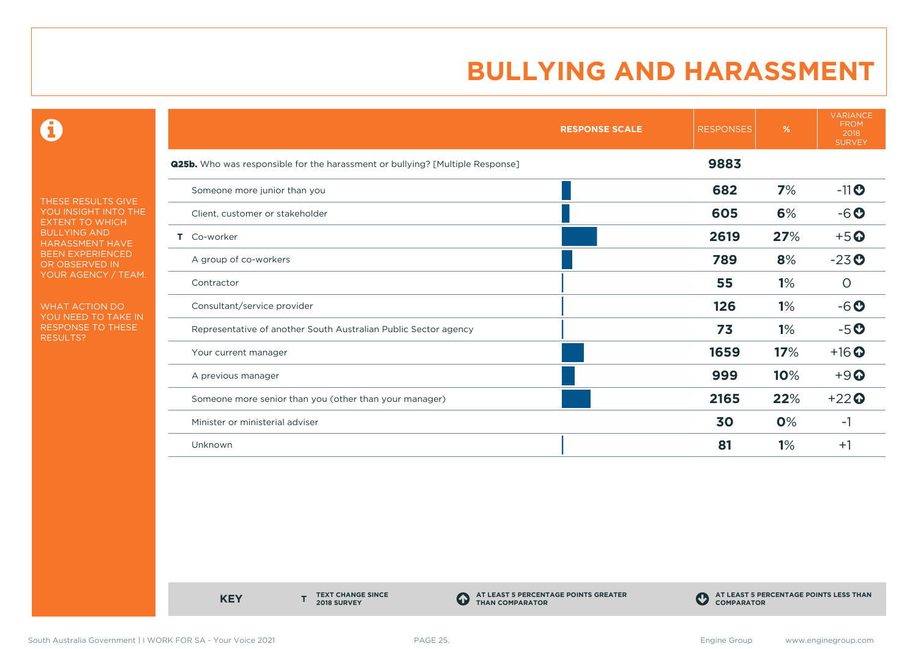# BULLYING AND HARASSMENT

THESE RESULTS GIVE YOU INSIGHT INTO THE EXTENT TO WHICH BULLYING AND HARASSMENT HAVE BEEN EXPERIENCED OR OBSERVED IN YOUR AGENCY / TEAM.

WHAT ACTION DO YOU NEED TO TAKE IN RESPONSE TO THESE RESULTS?

| | RESPONSE SCALE | RESPONSES | % | VARIANCE FROM 2018 SURVEY |
|---|---|---|---|---|
| **Q25b.** Who was responsible for the harassment or bullying? [Multiple Response] | | **9883** | | |
| Someone more junior than you | | **682** | **7%** | -11 ↓ |
| Client, customer or stakeholder | | **605** | **6%** | -6 ↓ |
| **T** Co-worker | | **2619** | **27%** | +5 ↑ |
| A group of co-workers | | **789** | **8%** | -23 ↓ |
| Contractor | | **55** | **1%** | 0 |
| Consultant/service provider | | **126** | **1%** | -6 ↓ |
| Representative of another South Australian Public Sector agency | | **73** | **1%** | -5 ↓ |
| Your current manager | | **1659** | **17%** | +16 ↑ |
| A previous manager | | **999** | **10%** | +9 ↑ |
| Someone more senior than you (other than your manager) | | **2165** | **22%** | +22 ↑ |
| Minister or ministerial adviser | | **30** | **0%** | -1 |
| Unknown | | **81** | **1%** | +1 |

**KEY**

- **T** TEXT CHANGE SINCE 2018 SURVEY
- ↑ AT LEAST 5 PERCENTAGE POINTS GREATER THAN COMPARATOR
- ↓ AT LEAST 5 PERCENTAGE POINTS LESS THAN COMPARATOR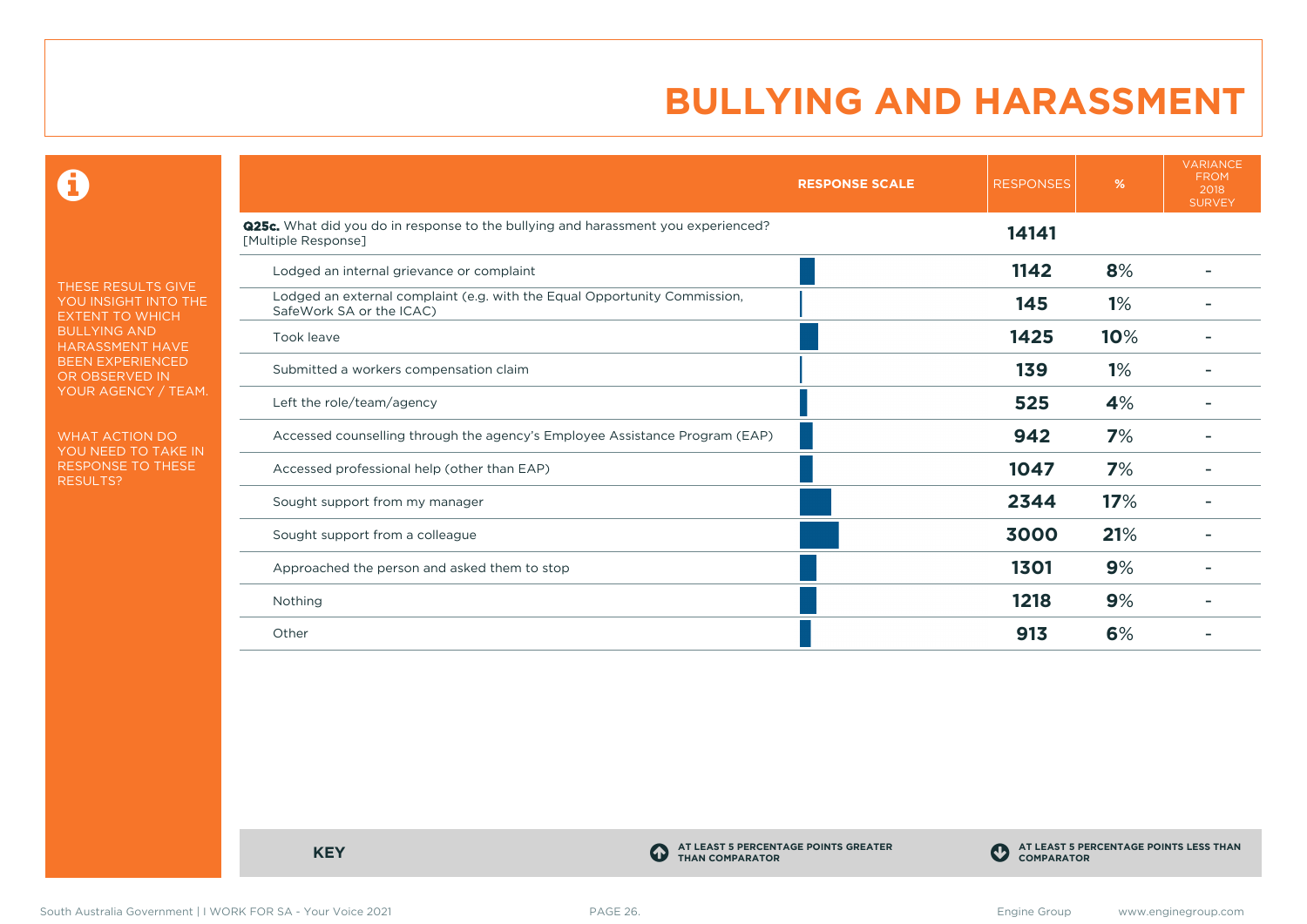# BULLYING AND HARASSMENT

THESE RESULTS GIVE YOU INSIGHT INTO THE EXTENT TO WHICH BULLYING AND HARASSMENT HAVE BEEN EXPERIENCED OR OBSERVED IN YOUR AGENCY / TEAM.

WHAT ACTION DO YOU NEED TO TAKE IN RESPONSE TO THESE RESULTS?

| | RESPONSE SCALE | RESPONSES | % | VARIANCE FROM 2018 SURVEY |
|---|---|---|---|---|
| **Q25c.** What did you do in response to the bullying and harassment you experienced? [Multiple Response] | | **14141** | | |
| Lodged an internal grievance or complaint | | **1142** | **8%** | - |
| Lodged an external complaint (e.g. with the Equal Opportunity Commission, SafeWork SA or the ICAC) | | **145** | **1%** | - |
| Took leave | | **1425** | **10%** | - |
| Submitted a workers compensation claim | | **139** | **1%** | - |
| Left the role/team/agency | | **525** | **4%** | - |
| Accessed counselling through the agency's Employee Assistance Program (EAP) | | **942** | **7%** | - |
| Accessed professional help (other than EAP) | | **1047** | **7%** | - |
| Sought support from my manager | | **2344** | **17%** | - |
| Sought support from a colleague | | **3000** | **21%** | - |
| Approached the person and asked them to stop | | **1301** | **9%** | - |
| Nothing | | **1218** | **9%** | - |
| Other | | **913** | **6%** | - |

**KEY**

AT LEAST 5 PERCENTAGE POINTS GREATER THAN COMPARATOR

AT LEAST 5 PERCENTAGE POINTS LESS THAN COMPARATOR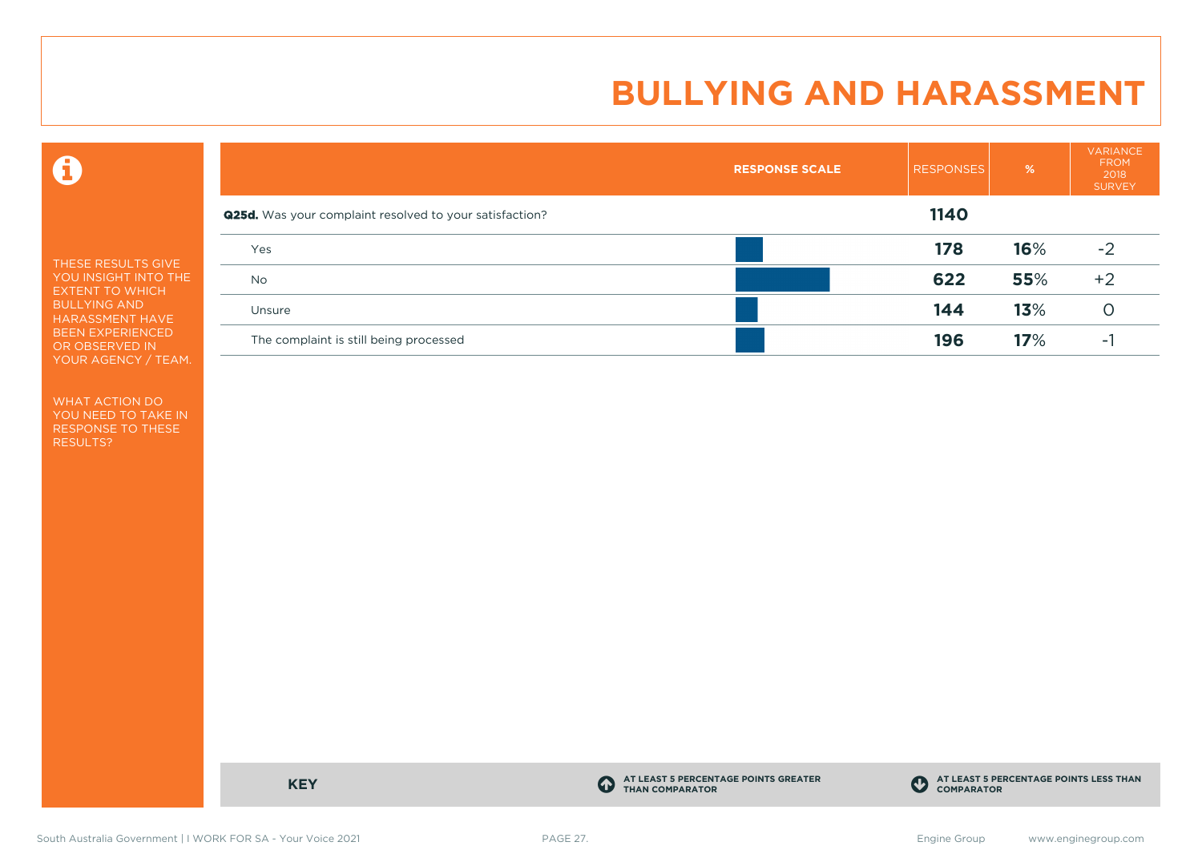# BULLYING AND HARASSMENT

THESE RESULTS GIVE YOU INSIGHT INTO THE EXTENT TO WHICH BULLYING AND HARASSMENT HAVE BEEN EXPERIENCED OR OBSERVED IN YOUR AGENCY / TEAM.

WHAT ACTION DO YOU NEED TO TAKE IN RESPONSE TO THESE RESULTS?

| | RESPONSE SCALE | RESPONSES | % | VARIANCE FROM 2018 SURVEY |
|---|---|---|---|---|
| **Q25d.** Was your complaint resolved to your satisfaction? | | **1140** | | |
| Yes | | **178** | **16**% | -2 |
| No | | **622** | **55**% | +2 |
| Unsure | | **144** | **13**% | 0 |
| The complaint is still being processed | | **196** | **17**% | -1 |

**KEY**

AT LEAST 5 PERCENTAGE POINTS GREATER THAN COMPARATOR

AT LEAST 5 PERCENTAGE POINTS LESS THAN COMPARATOR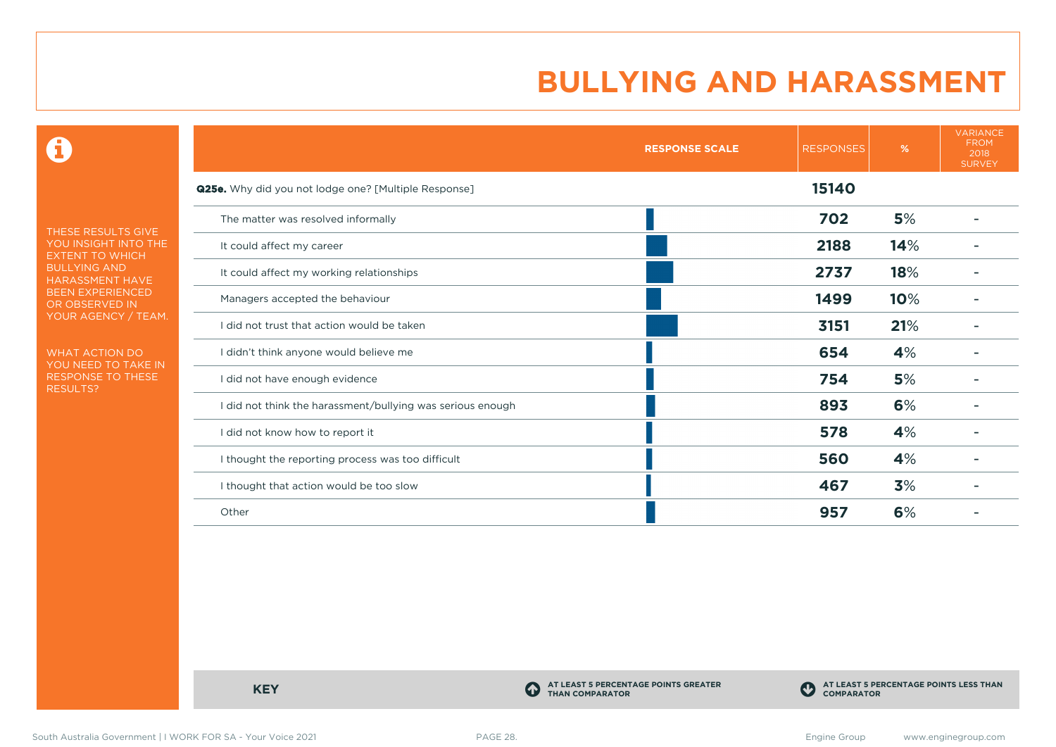# BULLYING AND HARASSMENT

THESE RESULTS GIVE YOU INSIGHT INTO THE EXTENT TO WHICH BULLYING AND HARASSMENT HAVE BEEN EXPERIENCED OR OBSERVED IN YOUR AGENCY / TEAM.

WHAT ACTION DO YOU NEED TO TAKE IN RESPONSE TO THESE RESULTS?

| | RESPONSE SCALE | RESPONSES | % | VARIANCE FROM 2018 SURVEY |
|---|---|---|---|---|
| **Q25e.** Why did you not lodge one? [Multiple Response] | | **15140** | | |
| The matter was resolved informally | | **702** | **5%** | - |
| It could affect my career | | **2188** | **14%** | - |
| It could affect my working relationships | | **2737** | **18%** | - |
| Managers accepted the behaviour | | **1499** | **10%** | - |
| I did not trust that action would be taken | | **3151** | **21%** | - |
| I didn't think anyone would believe me | | **654** | **4%** | - |
| I did not have enough evidence | | **754** | **5%** | - |
| I did not think the harassment/bullying was serious enough | | **893** | **6%** | - |
| I did not know how to report it | | **578** | **4%** | - |
| I thought the reporting process was too difficult | | **560** | **4%** | - |
| I thought that action would be too slow | | **467** | **3%** | - |
| Other | | **957** | **6%** | - |

**KEY**

AT LEAST 5 PERCENTAGE POINTS GREATER THAN COMPARATOR

AT LEAST 5 PERCENTAGE POINTS LESS THAN COMPARATOR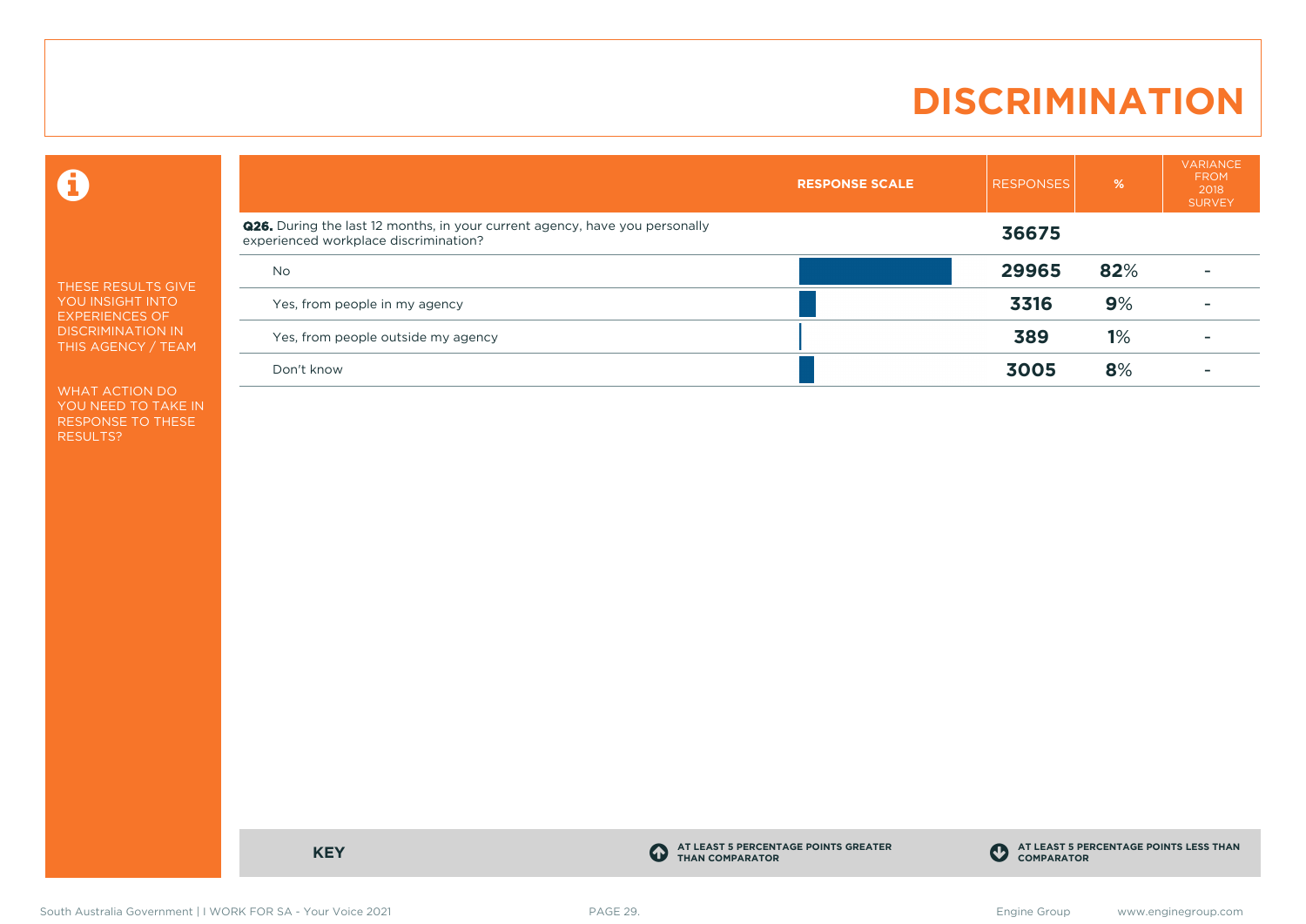# DISCRIMINATION

THESE RESULTS GIVE YOU INSIGHT INTO EXPERIENCES OF DISCRIMINATION IN THIS AGENCY / TEAM

WHAT ACTION DO YOU NEED TO TAKE IN RESPONSE TO THESE RESULTS?

| | RESPONSE SCALE | RESPONSES | % | VARIANCE FROM 2018 SURVEY |
|---|---|---|---|---|
| **Q26.** During the last 12 months, in your current agency, have you personally experienced workplace discrimination? | | **36675** | | |
| No | | **29965** | **82**% | - |
| Yes, from people in my agency | | **3316** | **9**% | - |
| Yes, from people outside my agency | | **389** | **1**% | - |
| Don't know | | **3005** | **8**% | - |

**KEY**

AT LEAST 5 PERCENTAGE POINTS GREATER THAN COMPARATOR

AT LEAST 5 PERCENTAGE POINTS LESS THAN COMPARATOR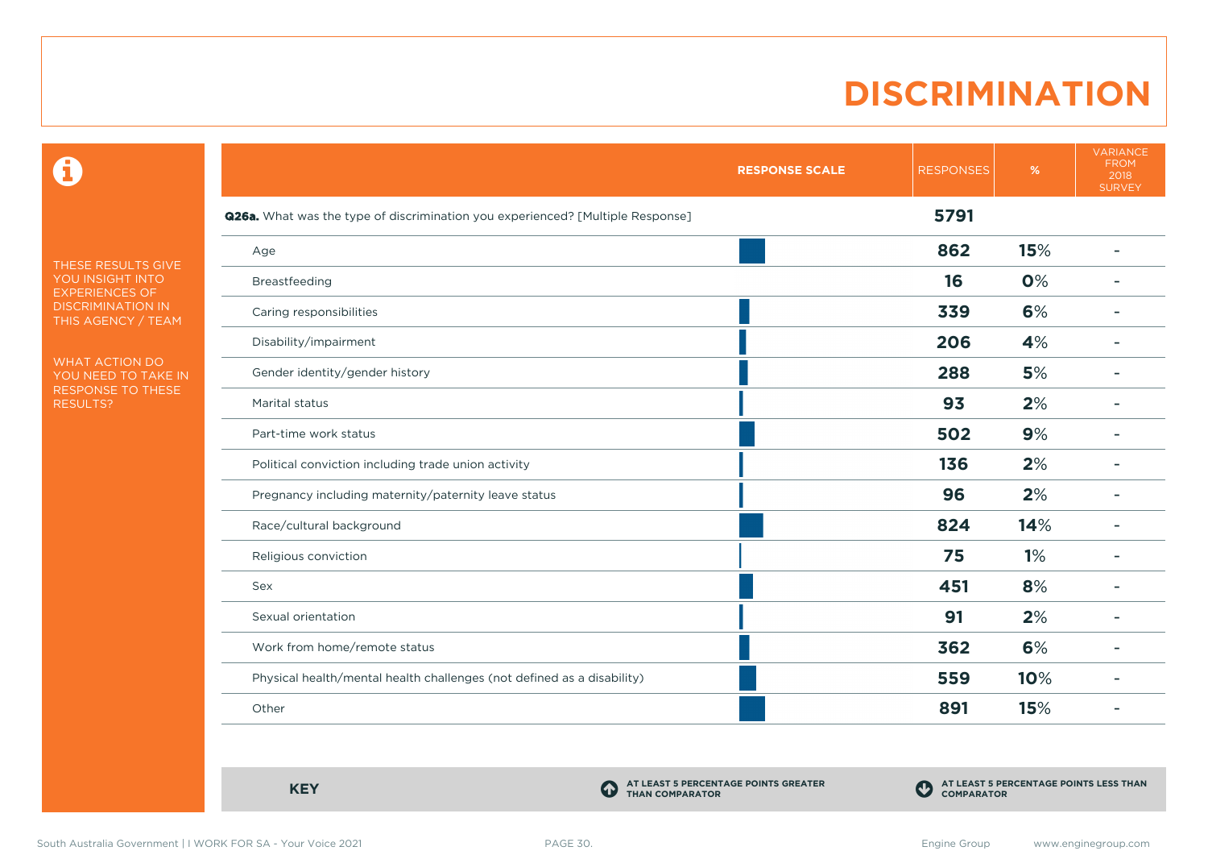# DISCRIMINATION

THESE RESULTS GIVE YOU INSIGHT INTO EXPERIENCES OF DISCRIMINATION IN THIS AGENCY / TEAM

WHAT ACTION DO YOU NEED TO TAKE IN RESPONSE TO THESE RESULTS?

| | RESPONSE SCALE | RESPONSES | % | VARIANCE FROM 2018 SURVEY |
|---|---|---|---|---|
| **Q26a.** What was the type of discrimination you experienced? [Multiple Response] | | **5791** | | |
| Age | | **862** | **15%** | - |
| Breastfeeding | | **16** | **0%** | - |
| Caring responsibilities | | **339** | **6%** | - |
| Disability/impairment | | **206** | **4%** | - |
| Gender identity/gender history | | **288** | **5%** | - |
| Marital status | | **93** | **2%** | - |
| Part-time work status | | **502** | **9%** | - |
| Political conviction including trade union activity | | **136** | **2%** | - |
| Pregnancy including maternity/paternity leave status | | **96** | **2%** | - |
| Race/cultural background | | **824** | **14%** | - |
| Religious conviction | | **75** | **1%** | - |
| Sex | | **451** | **8%** | - |
| Sexual orientation | | **91** | **2%** | - |
| Work from home/remote status | | **362** | **6%** | - |
| Physical health/mental health challenges (not defined as a disability) | | **559** | **10%** | - |
| Other | | **891** | **15%** | - |

**KEY**

AT LEAST 5 PERCENTAGE POINTS GREATER THAN COMPARATOR

AT LEAST 5 PERCENTAGE POINTS LESS THAN COMPARATOR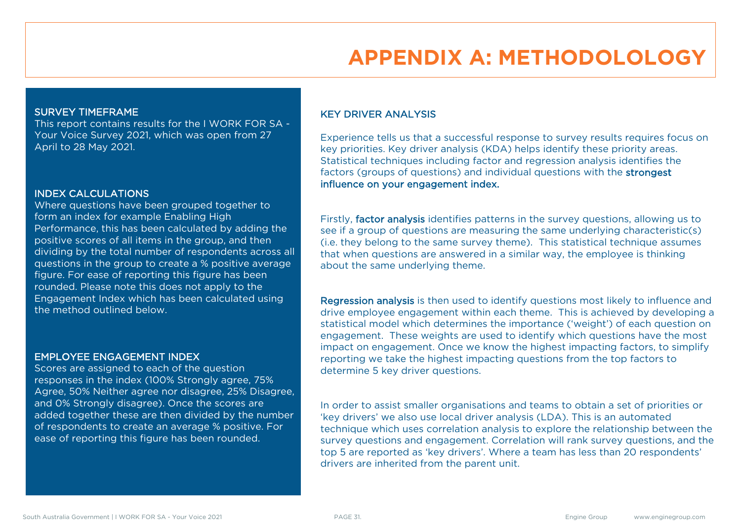# APPENDIX A: METHODOLOLOGY

## SURVEY TIMEFRAME

This report contains results for the I WORK FOR SA - Your Voice Survey 2021, which was open from 27 April to 28 May 2021.

## INDEX CALCULATIONS

Where questions have been grouped together to form an index for example Enabling High Performance, this has been calculated by adding the positive scores of all items in the group, and then dividing by the total number of respondents across all questions in the group to create a % positive average figure. For ease of reporting this figure has been rounded. Please note this does not apply to the Engagement Index which has been calculated using the method outlined below.

## EMPLOYEE ENGAGEMENT INDEX

Scores are assigned to each of the question responses in the index (100% Strongly agree, 75% Agree, 50% Neither agree nor disagree, 25% Disagree, and 0% Strongly disagree). Once the scores are added together these are then divided by the number of respondents to create an average % positive. For ease of reporting this figure has been rounded.

## KEY DRIVER ANALYSIS

Experience tells us that a successful response to survey results requires focus on key priorities. Key driver analysis (KDA) helps identify these priority areas. Statistical techniques including factor and regression analysis identifies the factors (groups of questions) and individual questions with the **strongest influence on your engagement index.**

Firstly, **factor analysis** identifies patterns in the survey questions, allowing us to see if a group of questions are measuring the same underlying characteristic(s) (i.e. they belong to the same survey theme). This statistical technique assumes that when questions are answered in a similar way, the employee is thinking about the same underlying theme.

**Regression analysis** is then used to identify questions most likely to influence and drive employee engagement within each theme. This is achieved by developing a statistical model which determines the importance ('weight') of each question on engagement. These weights are used to identify which questions have the most impact on engagement. Once we know the highest impacting factors, to simplify reporting we take the highest impacting questions from the top factors to determine 5 key driver questions.

In order to assist smaller organisations and teams to obtain a set of priorities or 'key drivers' we also use local driver analysis (LDA). This is an automated technique which uses correlation analysis to explore the relationship between the survey questions and engagement. Correlation will rank survey questions, and the top 5 are reported as 'key drivers'. Where a team has less than 20 respondents' drivers are inherited from the parent unit.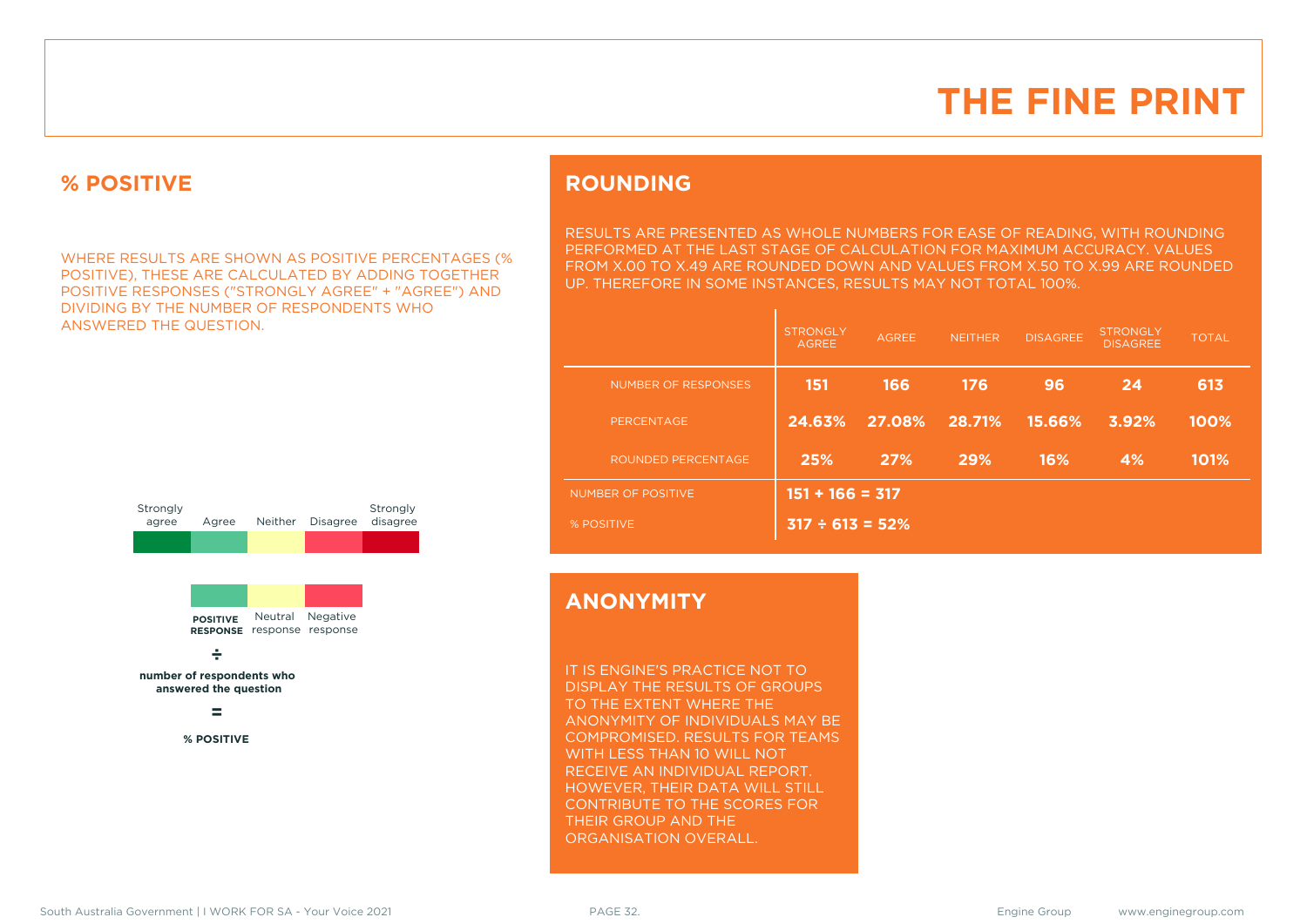# THE FINE PRINT

## % POSITIVE

WHERE RESULTS ARE SHOWN AS POSITIVE PERCENTAGES (% POSITIVE), THESE ARE CALCULATED BY ADDING TOGETHER POSITIVE RESPONSES ("STRONGLY AGREE" + "AGREE") AND DIVIDING BY THE NUMBER OF RESPONDENTS WHO ANSWERED THE QUESTION.

Strongly agree
Agree
Neither
Disagree
Strongly disagree

**POSITIVE RESPONSE**
Neutral response
Negative response

÷

**number of respondents who answered the question**

=

**% POSITIVE**

## ROUNDING

RESULTS ARE PRESENTED AS WHOLE NUMBERS FOR EASE OF READING, WITH ROUNDING PERFORMED AT THE LAST STAGE OF CALCULATION FOR MAXIMUM ACCURACY. VALUES FROM X.00 TO X.49 ARE ROUNDED DOWN AND VALUES FROM X.50 TO X.99 ARE ROUNDED UP. THEREFORE IN SOME INSTANCES, RESULTS MAY NOT TOTAL 100%.

| | STRONGLY AGREE | AGREE | NEITHER | DISAGREE | STRONGLY DISAGREE | TOTAL |
|---|---|---|---|---|---|---|
| NUMBER OF RESPONSES | **151** | **166** | **176** | **96** | **24** | **613** |
| PERCENTAGE | **24.63%** | **27.08%** | **28.71%** | **15.66%** | **3.92%** | **100%** |
| ROUNDED PERCENTAGE | **25%** | **27%** | **29%** | **16%** | **4%** | **101%** |
| NUMBER OF POSITIVE | **151 + 166 = 317** | | | | | |
| % POSITIVE | **317 ÷ 613 = 52%** | | | | | |

## ANONYMITY

IT IS ENGINE'S PRACTICE NOT TO DISPLAY THE RESULTS OF GROUPS TO THE EXTENT WHERE THE ANONYMITY OF INDIVIDUALS MAY BE COMPROMISED. RESULTS FOR TEAMS WITH LESS THAN 10 WILL NOT RECEIVE AN INDIVIDUAL REPORT. HOWEVER, THEIR DATA WILL STILL CONTRIBUTE TO THE SCORES FOR THEIR GROUP AND THE ORGANISATION OVERALL.